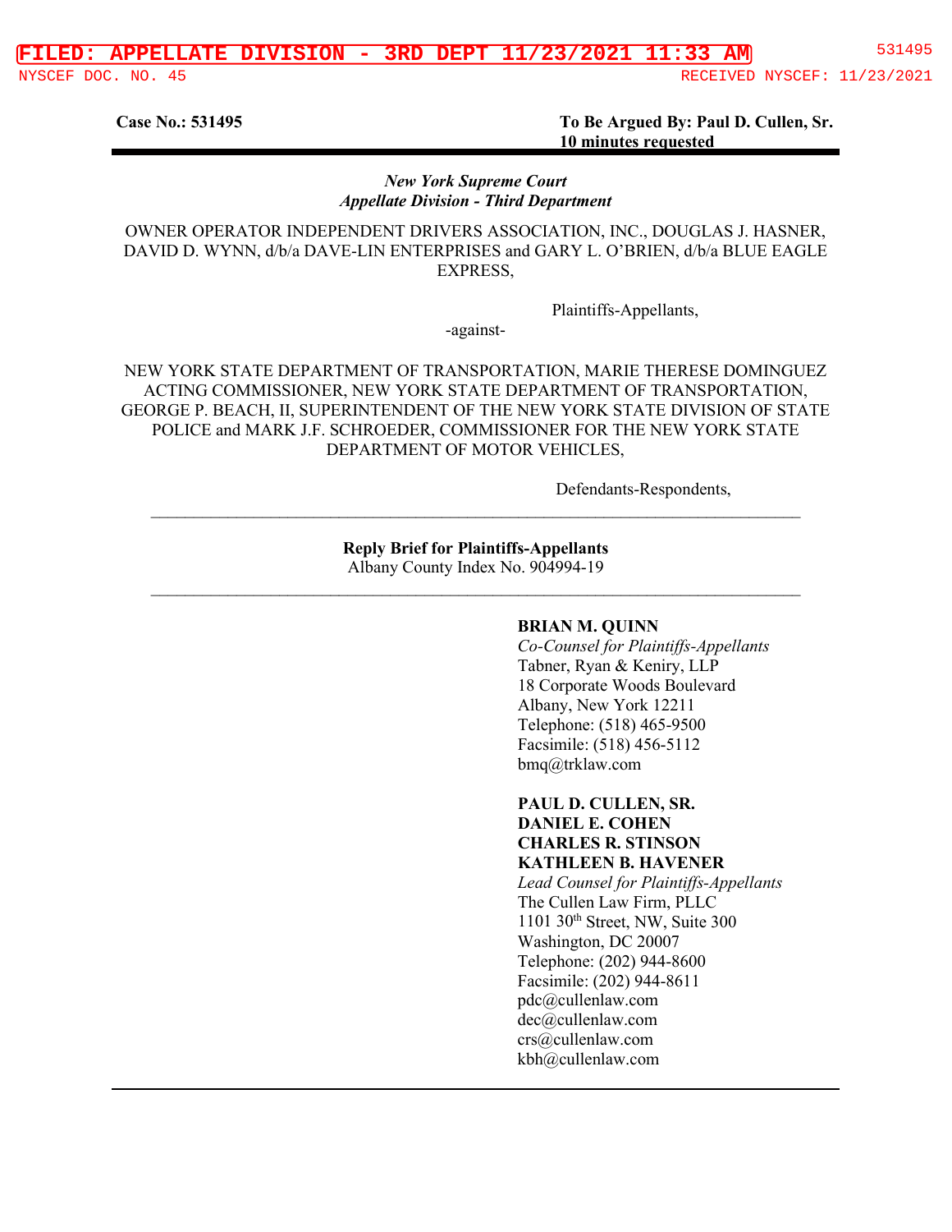FILED: APPELLATE DIVISION - 3RD DEPT 11/23/2021 11:33 AM 531495

NYSCEF DOC. NO. 45 RECEIVED NYSCEF: 11/23/2021

**Case No.: 531495** **To Be Argued By: Paul D. Cullen, Sr.**
**10 minutes requested**

*New York Supreme Court*
*Appellate Division - Third Department*

OWNER OPERATOR INDEPENDENT DRIVERS ASSOCIATION, INC., DOUGLAS J. HASNER, DAVID D. WYNN, d/b/a DAVE-LIN ENTERPRISES and GARY L. O'BRIEN, d/b/a BLUE EAGLE EXPRESS,

Plaintiffs-Appellants,

-against-

NEW YORK STATE DEPARTMENT OF TRANSPORTATION, MARIE THERESE DOMINGUEZ ACTING COMMISSIONER, NEW YORK STATE DEPARTMENT OF TRANSPORTATION, GEORGE P. BEACH, II, SUPERINTENDENT OF THE NEW YORK STATE DIVISION OF STATE POLICE and MARK J.F. SCHROEDER, COMMISSIONER FOR THE NEW YORK STATE DEPARTMENT OF MOTOR VEHICLES,

Defendants-Respondents,

---

**Reply Brief for Plaintiffs-Appellants**
Albany County Index No. 904994-19

---

**BRIAN M. QUINN**
*Co-Counsel for Plaintiffs-Appellants*
Tabner, Ryan & Keniry, LLP
18 Corporate Woods Boulevard
Albany, New York 12211
Telephone: (518) 465-9500
Facsimile: (518) 456-5112
bmq@trklaw.com

**PAUL D. CULLEN, SR.**
**DANIEL E. COHEN**
**CHARLES R. STINSON**
**KATHLEEN B. HAVENER**
*Lead Counsel for Plaintiffs-Appellants*
The Cullen Law Firm, PLLC
1101 30th Street, NW, Suite 300
Washington, DC 20007
Telephone: (202) 944-8600
Facsimile: (202) 944-8611
pdc@cullenlaw.com
dec@cullenlaw.com
crs@cullenlaw.com
kbh@cullenlaw.com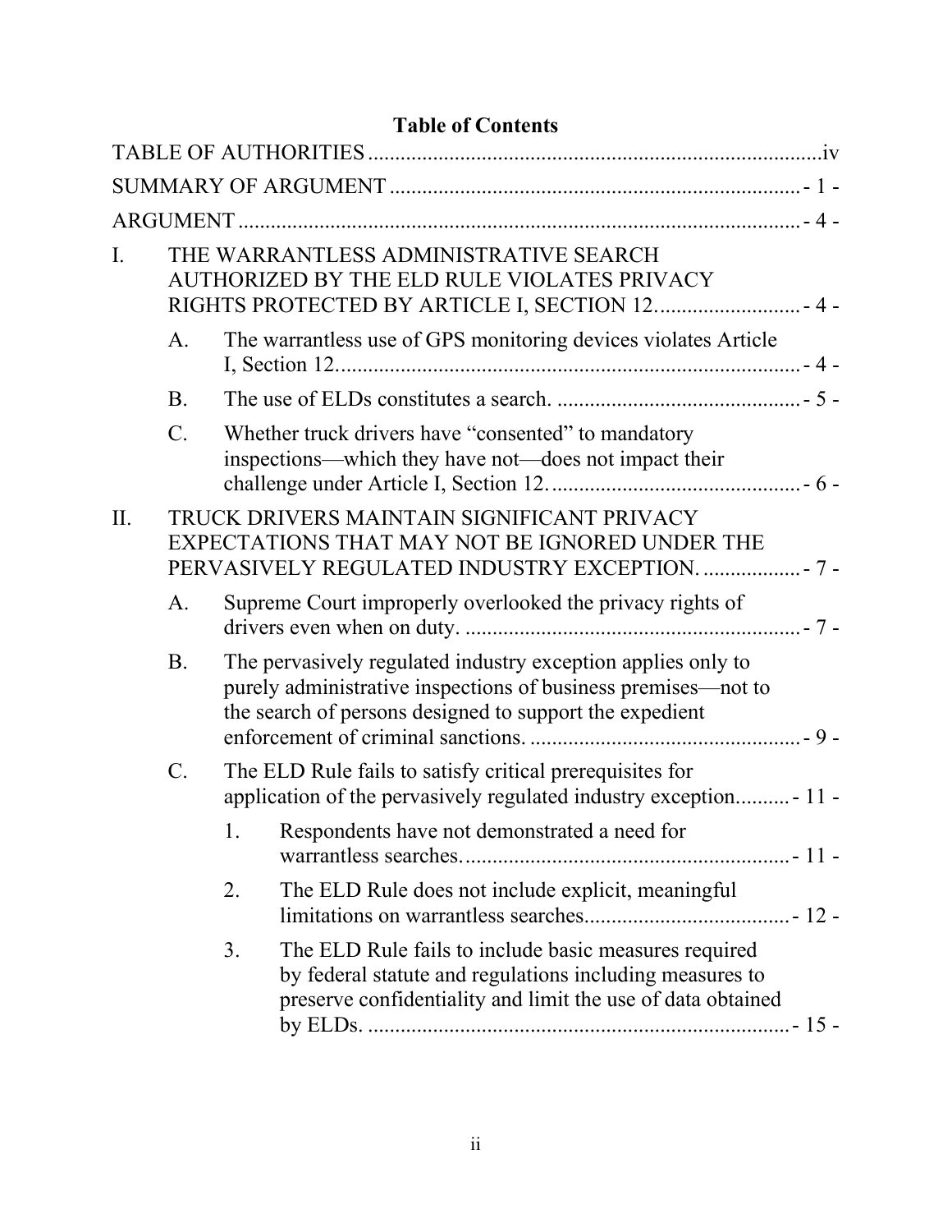# Table of Contents

TABLE OF AUTHORITIES ....................................................................................iv

SUMMARY OF ARGUMENT ............................................................................ - 1 -

ARGUMENT ......................................................................................................... - 4 -

I. THE WARRANTLESS ADMINISTRATIVE SEARCH AUTHORIZED BY THE ELD RULE VIOLATES PRIVACY RIGHTS PROTECTED BY ARTICLE I, SECTION 12........................... - 4 -

  A. The warrantless use of GPS monitoring devices violates Article I, Section 12...................................................................................... - 4 -

  B. The use of ELDs constitutes a search. ............................................. - 5 -

  C. Whether truck drivers have "consented" to mandatory inspections—which they have not—does not impact their challenge under Article I, Section 12. .............................................. - 6 -

II. TRUCK DRIVERS MAINTAIN SIGNIFICANT PRIVACY EXPECTATIONS THAT MAY NOT BE IGNORED UNDER THE PERVASIVELY REGULATED INDUSTRY EXCEPTION. .................. - 7 -

  A. Supreme Court improperly overlooked the privacy rights of drivers even when on duty. .............................................................. - 7 -

  B. The pervasively regulated industry exception applies only to purely administrative inspections of business premises—not to the search of persons designed to support the expedient enforcement of criminal sanctions. .................................................. - 9 -

  C. The ELD Rule fails to satisfy critical prerequisites for application of the pervasively regulated industry exception.......... - 11 -

    1. Respondents have not demonstrated a need for warrantless searches. ............................................................ - 11 -

    2. The ELD Rule does not include explicit, meaningful limitations on warrantless searches...................................... - 12 -

    3. The ELD Rule fails to include basic measures required by federal statute and regulations including measures to preserve confidentiality and limit the use of data obtained by ELDs. .............................................................................. - 15 -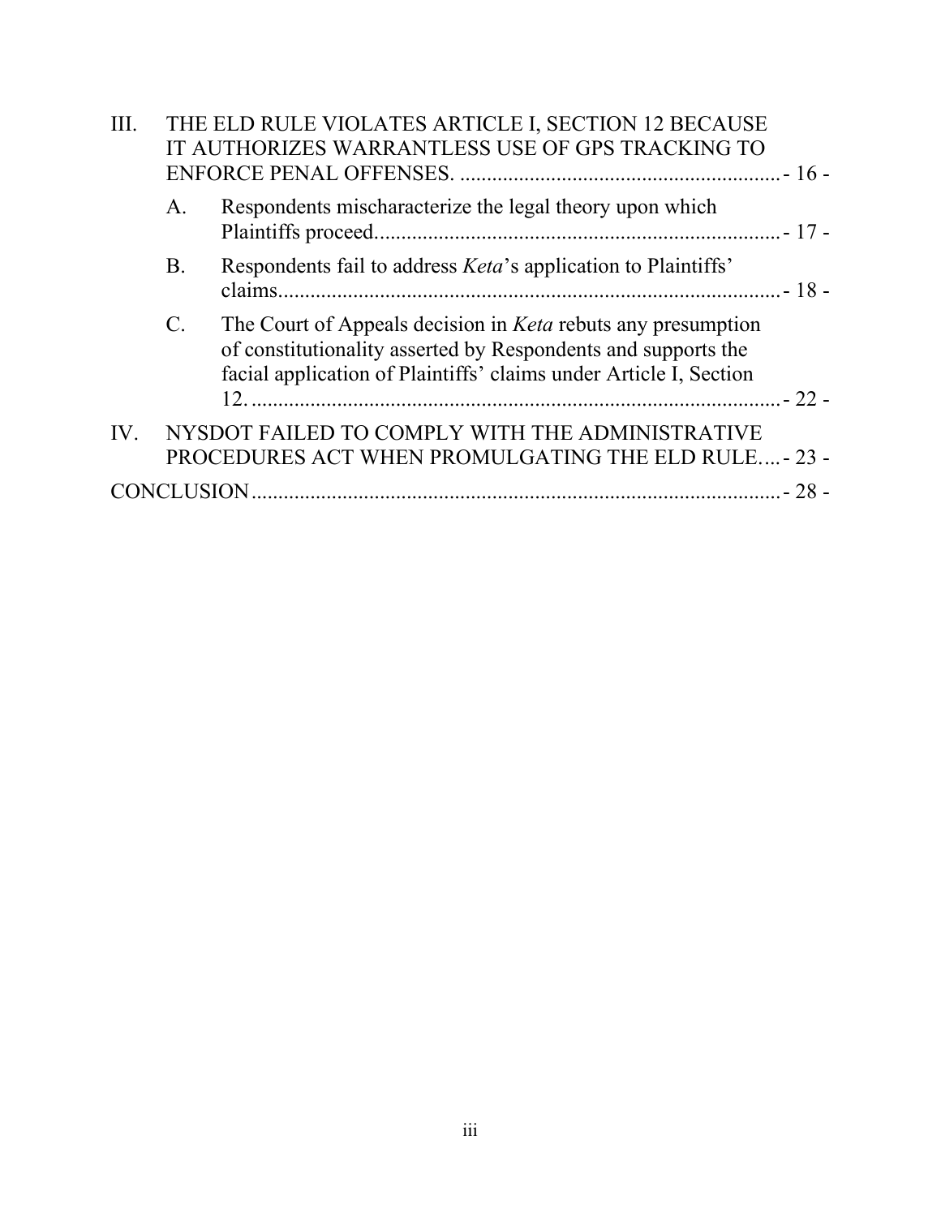III. THE ELD RULE VIOLATES ARTICLE I, SECTION 12 BECAUSE IT AUTHORIZES WARRANTLESS USE OF GPS TRACKING TO ENFORCE PENAL OFFENSES. ............................................................- 16 -

   A. Respondents mischaracterize the legal theory upon which Plaintiffs proceed............................................................................- 17 -

   B. Respondents fail to address *Keta*'s application to Plaintiffs' claims...............................................................................................- 18 -

   C. The Court of Appeals decision in *Keta* rebuts any presumption of constitutionality asserted by Respondents and supports the facial application of Plaintiffs' claims under Article I, Section 12. ....................................................................................................- 22 -

IV. NYSDOT FAILED TO COMPLY WITH THE ADMINISTRATIVE PROCEDURES ACT WHEN PROMULGATING THE ELD RULE....- 23 -

CONCLUSION....................................................................................................- 28 -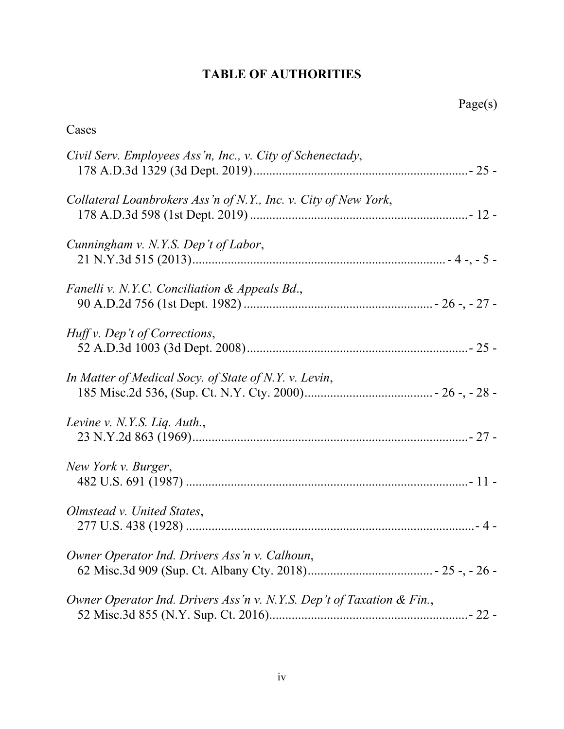# TABLE OF AUTHORITIES

Page(s)

Cases

*Civil Serv. Employees Ass'n, Inc., v. City of Schenectady*,
178 A.D.3d 1329 (3d Dept. 2019) ................................................................. - 25 -

*Collateral Loanbrokers Ass'n of N.Y., Inc. v. City of New York*,
178 A.D.3d 598 (1st Dept. 2019) ................................................................. - 12 -

*Cunningham v. N.Y.S. Dep't of Labor*,
21 N.Y.3d 515 (2013) ................................................................. - 4 -, - 5 -

*Fanelli v. N.Y.C. Conciliation & Appeals Bd*.,
90 A.D.2d 756 (1st Dept. 1982) ................................................................. - 26 -, - 27 -

*Huff v. Dep't of Corrections*,
52 A.D.3d 1003 (3d Dept. 2008) ................................................................. - 25 -

*In Matter of Medical Socy. of State of N.Y. v. Levin*,
185 Misc.2d 536, (Sup. Ct. N.Y. Cty. 2000) ................................................................. - 26 -, - 28 -

*Levine v. N.Y.S. Liq. Auth.*,
23 N.Y.2d 863 (1969) ................................................................. - 27 -

*New York v. Burger*,
482 U.S. 691 (1987) ................................................................. - 11 -

*Olmstead v. United States*,
277 U.S. 438 (1928) ................................................................. - 4 -

*Owner Operator Ind. Drivers Ass'n v. Calhoun*,
62 Misc.3d 909 (Sup. Ct. Albany Cty. 2018) ................................................................. - 25 -, - 26 -

*Owner Operator Ind. Drivers Ass'n v. N.Y.S. Dep't of Taxation & Fin.*,
52 Misc.3d 855 (N.Y. Sup. Ct. 2016) ................................................................. - 22 -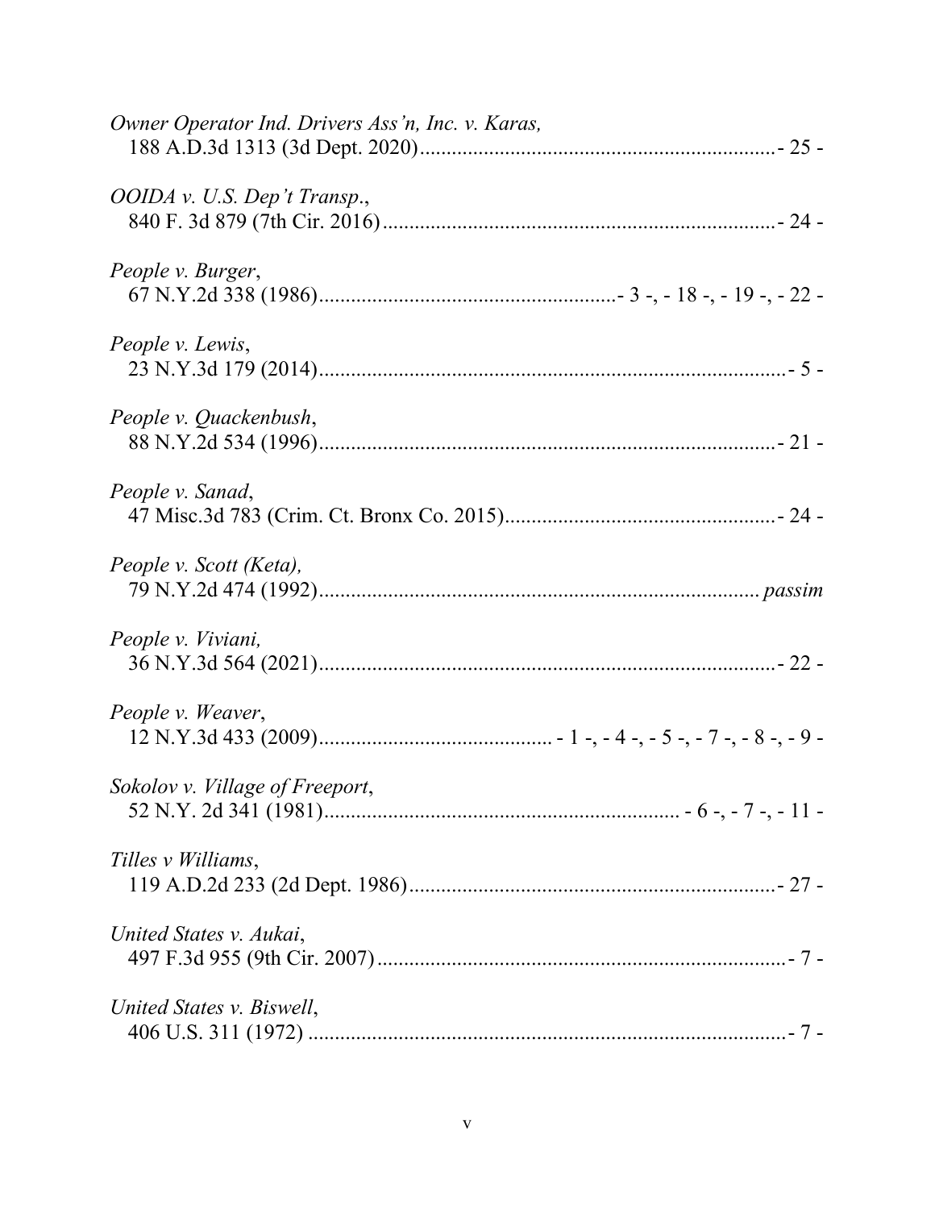*Owner Operator Ind. Drivers Ass'n, Inc. v. Karas,*
188 A.D.3d 1313 (3d Dept. 2020)....................................................................- 25 -

*OOIDA v. U.S. Dep't Transp*.,
840 F. 3d 879 (7th Cir. 2016)..........................................................................- 24 -

*People v. Burger*,
67 N.Y.2d 338 (1986)........................................................- 3 -, - 18 -, - 19 -, - 22 -

*People v. Lewis*,
23 N.Y.3d 179 (2014)........................................................................................- 5 -

*People v. Quackenbush*,
88 N.Y.2d 534 (1996).......................................................................................- 21 -

*People v. Sanad*,
47 Misc.3d 783 (Crim. Ct. Bronx Co. 2015)...................................................- 24 -

*People v. Scott (Keta),*
79 N.Y.2d 474 (1992).................................................................................... *passim*

*People v. Viviani,*
36 N.Y.3d 564 (2021).......................................................................................- 22 -

*People v. Weaver*,
12 N.Y.3d 433 (2009)............................................ - 1 -, - 4 -, - 5 -, - 7 -, - 8 -, - 9 -

*Sokolov v. Village of Freeport*,
52 N.Y. 2d 341 (1981).................................................................... - 6 -, - 7 -, - 11 -

*Tilles v Williams*,
119 A.D.2d 233 (2d Dept. 1986).....................................................................- 27 -

*United States v. Aukai*,
497 F.3d 955 (9th Cir. 2007).............................................................................- 7 -

*United States v. Biswell*,
406 U.S. 311 (1972) ...........................................................................................- 7 -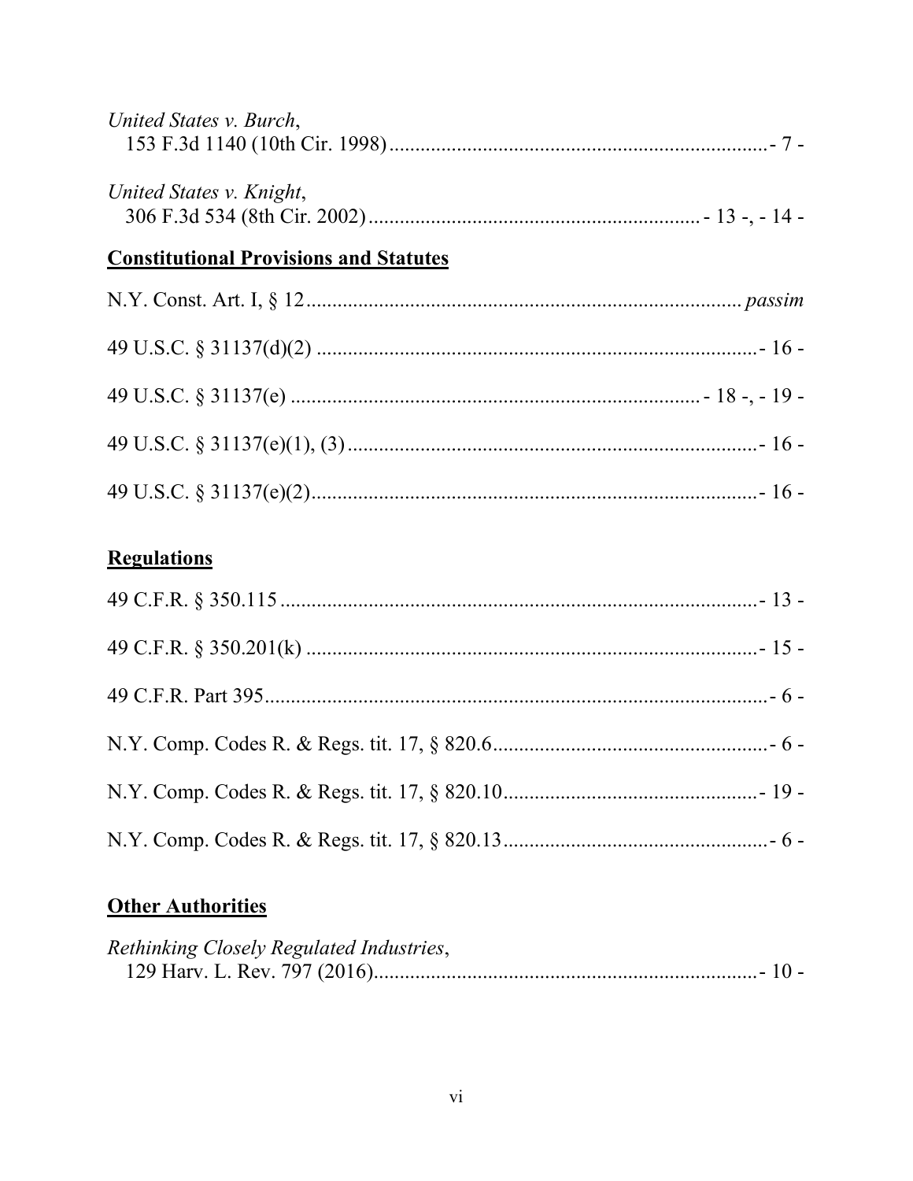*United States v. Burch*,
153 F.3d 1140 (10th Cir. 1998) ........................................................................ - 7 -

*United States v. Knight*,
306 F.3d 534 (8th Cir. 2002) .............................................................. - 13 -, - 14 -

**Constitutional Provisions and Statutes**

N.Y. Const. Art. I, § 12 .................................................................................... *passim*

49 U.S.C. § 31137(d)(2) .................................................................................... - 16 -

49 U.S.C. § 31137(e) ............................................................................ - 18 -, - 19 -

49 U.S.C. § 31137(e)(1), (3) .............................................................................. - 16 -

49 U.S.C. § 31137(e)(2) ...................................................................................... - 16 -

**Regulations**

49 C.F.R. § 350.115 ............................................................................................ - 13 -

49 C.F.R. § 350.201(k) ...................................................................................... - 15 -

49 C.F.R. Part 395 ................................................................................................ - 6 -

N.Y. Comp. Codes R. & Regs. tit. 17, § 820.6 .................................................... - 6 -

N.Y. Comp. Codes R. & Regs. tit. 17, § 820.10 ................................................ - 19 -

N.Y. Comp. Codes R. & Regs. tit. 17, § 820.13 .................................................. - 6 -

**Other Authorities**

*Rethinking Closely Regulated Industries*,
129 Harv. L. Rev. 797 (2016) .......................................................................... - 10 -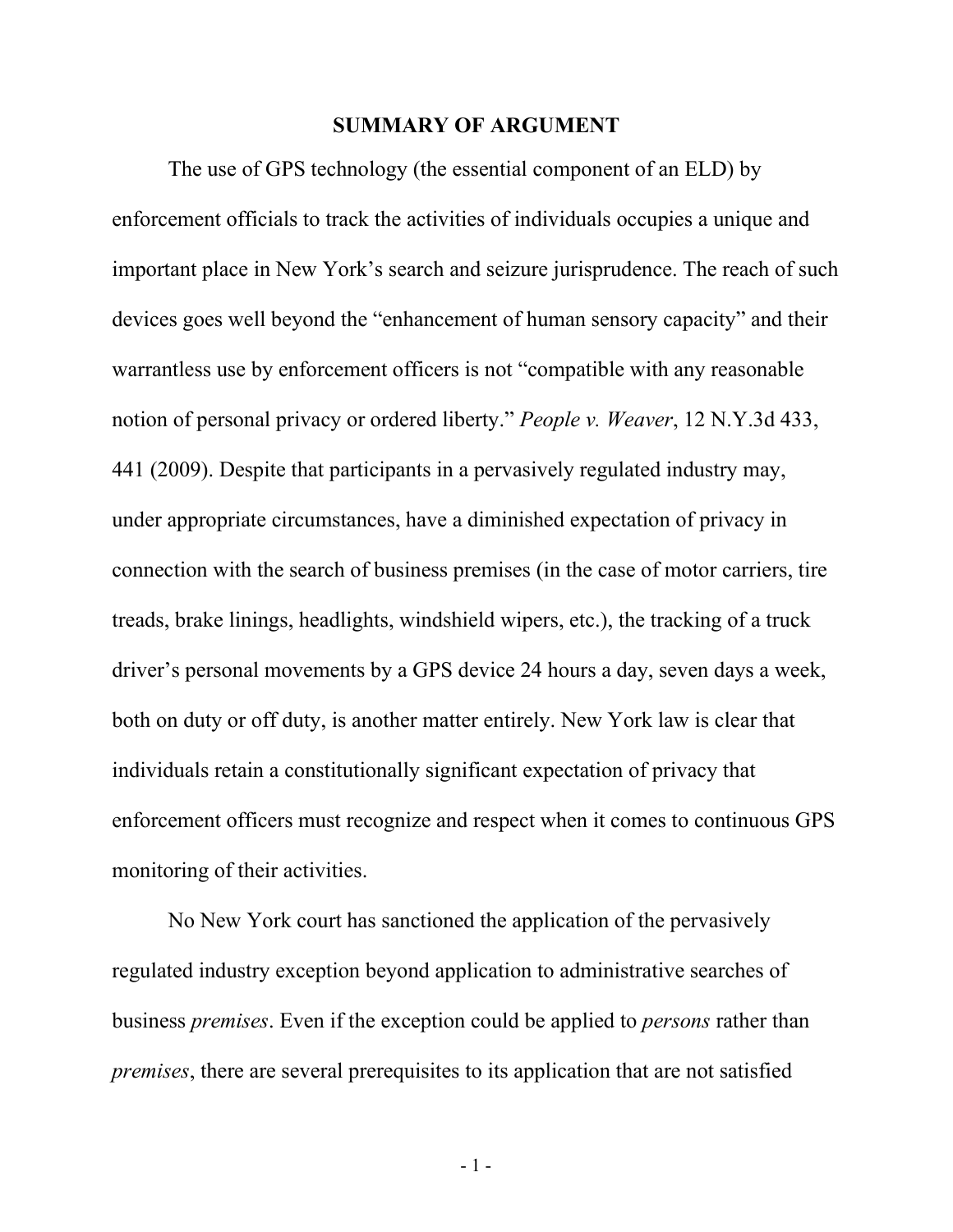## SUMMARY OF ARGUMENT

The use of GPS technology (the essential component of an ELD) by enforcement officials to track the activities of individuals occupies a unique and important place in New York's search and seizure jurisprudence. The reach of such devices goes well beyond the "enhancement of human sensory capacity" and their warrantless use by enforcement officers is not "compatible with any reasonable notion of personal privacy or ordered liberty." *People v. Weaver*, 12 N.Y.3d 433, 441 (2009). Despite that participants in a pervasively regulated industry may, under appropriate circumstances, have a diminished expectation of privacy in connection with the search of business premises (in the case of motor carriers, tire treads, brake linings, headlights, windshield wipers, etc.), the tracking of a truck driver's personal movements by a GPS device 24 hours a day, seven days a week, both on duty or off duty, is another matter entirely. New York law is clear that individuals retain a constitutionally significant expectation of privacy that enforcement officers must recognize and respect when it comes to continuous GPS monitoring of their activities.

No New York court has sanctioned the application of the pervasively regulated industry exception beyond application to administrative searches of business *premises*. Even if the exception could be applied to *persons* rather than *premises*, there are several prerequisites to its application that are not satisfied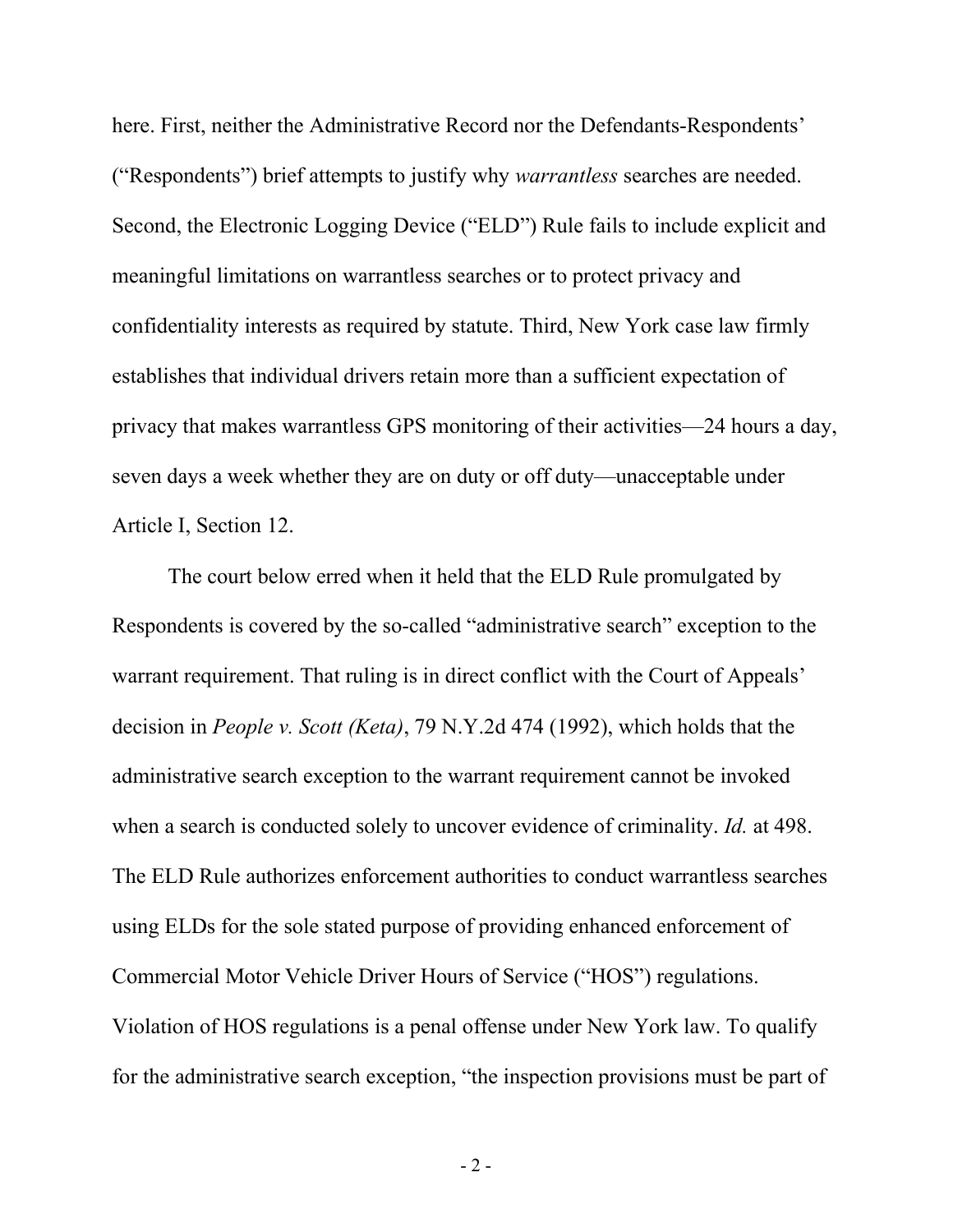here. First, neither the Administrative Record nor the Defendants-Respondents' ("Respondents") brief attempts to justify why *warrantless* searches are needed. Second, the Electronic Logging Device ("ELD") Rule fails to include explicit and meaningful limitations on warrantless searches or to protect privacy and confidentiality interests as required by statute. Third, New York case law firmly establishes that individual drivers retain more than a sufficient expectation of privacy that makes warrantless GPS monitoring of their activities—24 hours a day, seven days a week whether they are on duty or off duty—unacceptable under Article I, Section 12.

The court below erred when it held that the ELD Rule promulgated by Respondents is covered by the so-called "administrative search" exception to the warrant requirement. That ruling is in direct conflict with the Court of Appeals' decision in *People v. Scott (Keta)*, 79 N.Y.2d 474 (1992), which holds that the administrative search exception to the warrant requirement cannot be invoked when a search is conducted solely to uncover evidence of criminality. *Id.* at 498. The ELD Rule authorizes enforcement authorities to conduct warrantless searches using ELDs for the sole stated purpose of providing enhanced enforcement of Commercial Motor Vehicle Driver Hours of Service ("HOS") regulations. Violation of HOS regulations is a penal offense under New York law. To qualify for the administrative search exception, "the inspection provisions must be part of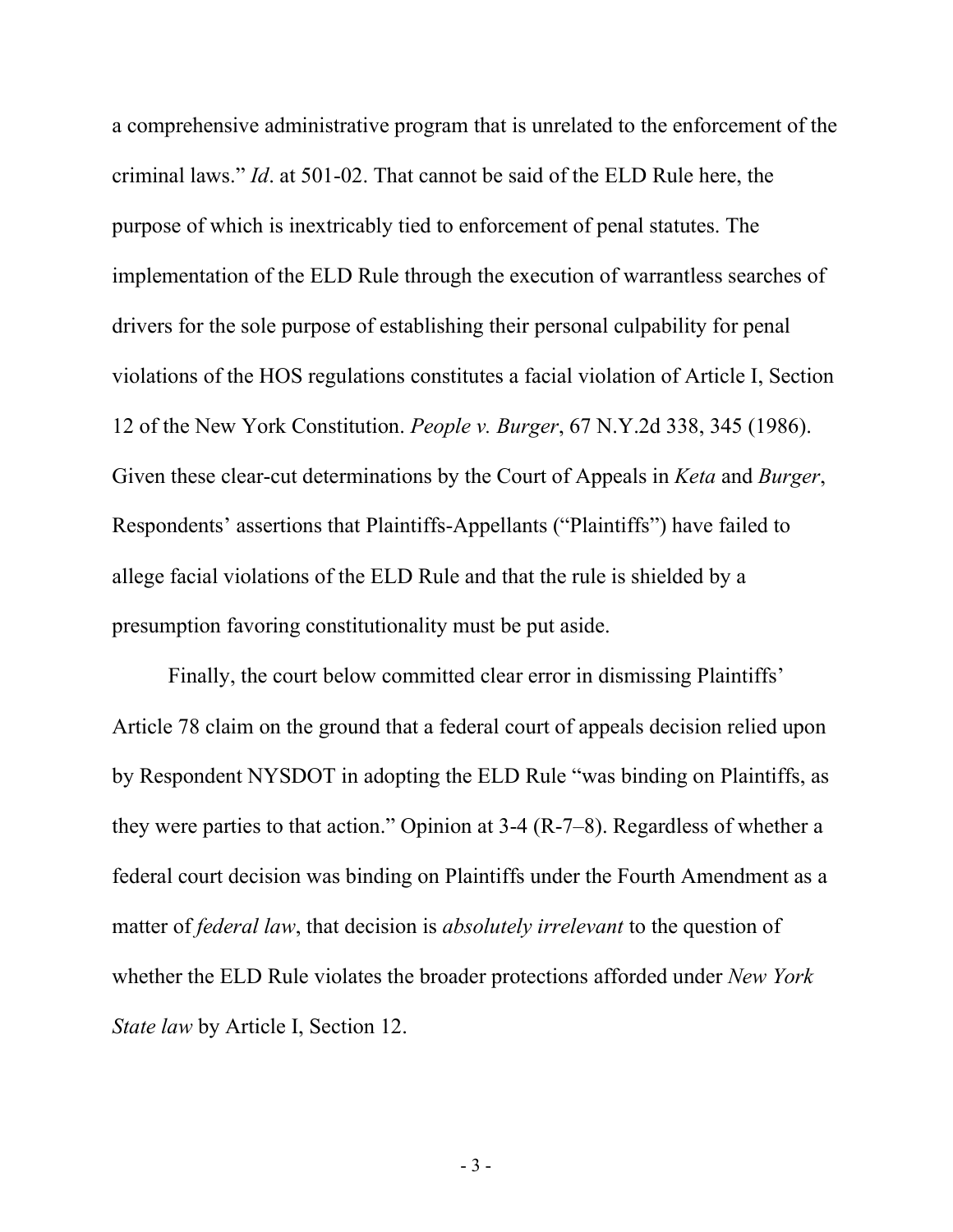a comprehensive administrative program that is unrelated to the enforcement of the criminal laws." *Id*. at 501-02. That cannot be said of the ELD Rule here, the purpose of which is inextricably tied to enforcement of penal statutes. The implementation of the ELD Rule through the execution of warrantless searches of drivers for the sole purpose of establishing their personal culpability for penal violations of the HOS regulations constitutes a facial violation of Article I, Section 12 of the New York Constitution. *People v. Burger*, 67 N.Y.2d 338, 345 (1986). Given these clear-cut determinations by the Court of Appeals in *Keta* and *Burger*, Respondents' assertions that Plaintiffs-Appellants ("Plaintiffs") have failed to allege facial violations of the ELD Rule and that the rule is shielded by a presumption favoring constitutionality must be put aside.

Finally, the court below committed clear error in dismissing Plaintiffs' Article 78 claim on the ground that a federal court of appeals decision relied upon by Respondent NYSDOT in adopting the ELD Rule "was binding on Plaintiffs, as they were parties to that action." Opinion at 3-4 (R-7–8). Regardless of whether a federal court decision was binding on Plaintiffs under the Fourth Amendment as a matter of *federal law*, that decision is *absolutely irrelevant* to the question of whether the ELD Rule violates the broader protections afforded under *New York State law* by Article I, Section 12.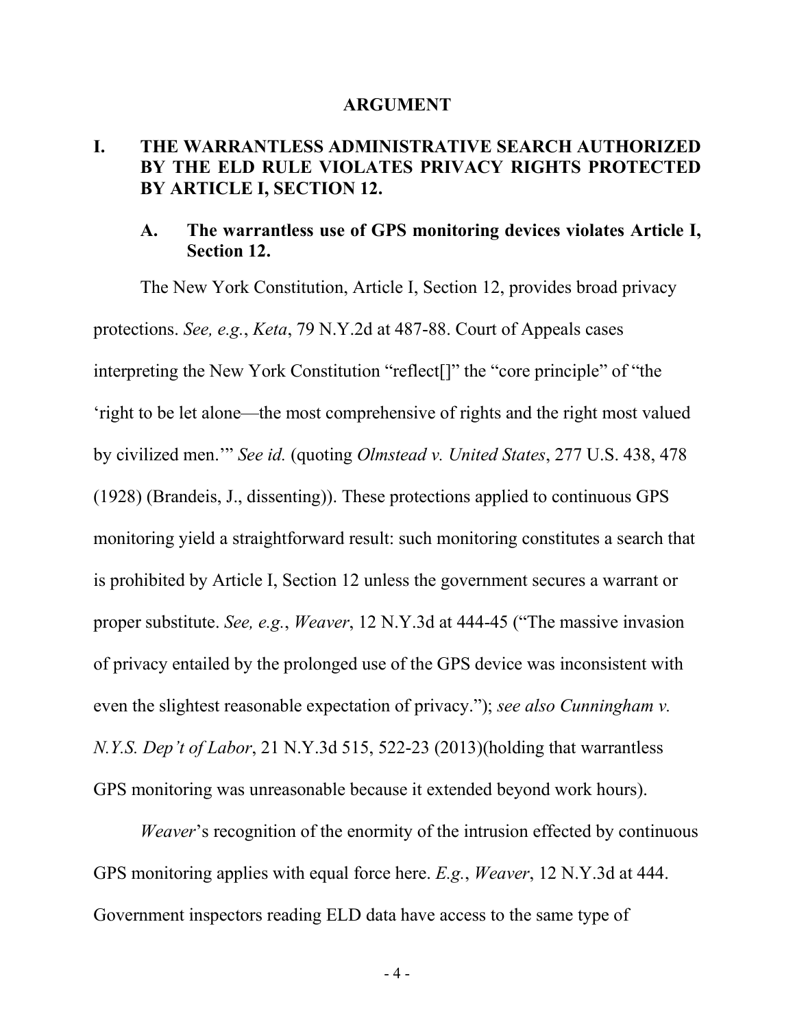# ARGUMENT

## I. THE WARRANTLESS ADMINISTRATIVE SEARCH AUTHORIZED BY THE ELD RULE VIOLATES PRIVACY RIGHTS PROTECTED BY ARTICLE I, SECTION 12.

### A. The warrantless use of GPS monitoring devices violates Article I, Section 12.

The New York Constitution, Article I, Section 12, provides broad privacy protections. *See, e.g.*, *Keta*, 79 N.Y.2d at 487-88. Court of Appeals cases interpreting the New York Constitution "reflect[]" the "core principle" of "the 'right to be let alone—the most comprehensive of rights and the right most valued by civilized men.'" *See id.* (quoting *Olmstead v. United States*, 277 U.S. 438, 478 (1928) (Brandeis, J., dissenting)). These protections applied to continuous GPS monitoring yield a straightforward result: such monitoring constitutes a search that is prohibited by Article I, Section 12 unless the government secures a warrant or proper substitute. *See, e.g.*, *Weaver*, 12 N.Y.3d at 444-45 ("The massive invasion of privacy entailed by the prolonged use of the GPS device was inconsistent with even the slightest reasonable expectation of privacy."); *see also Cunningham v. N.Y.S. Dep't of Labor*, 21 N.Y.3d 515, 522-23 (2013)(holding that warrantless GPS monitoring was unreasonable because it extended beyond work hours).

*Weaver*'s recognition of the enormity of the intrusion effected by continuous GPS monitoring applies with equal force here. *E.g.*, *Weaver*, 12 N.Y.3d at 444. Government inspectors reading ELD data have access to the same type of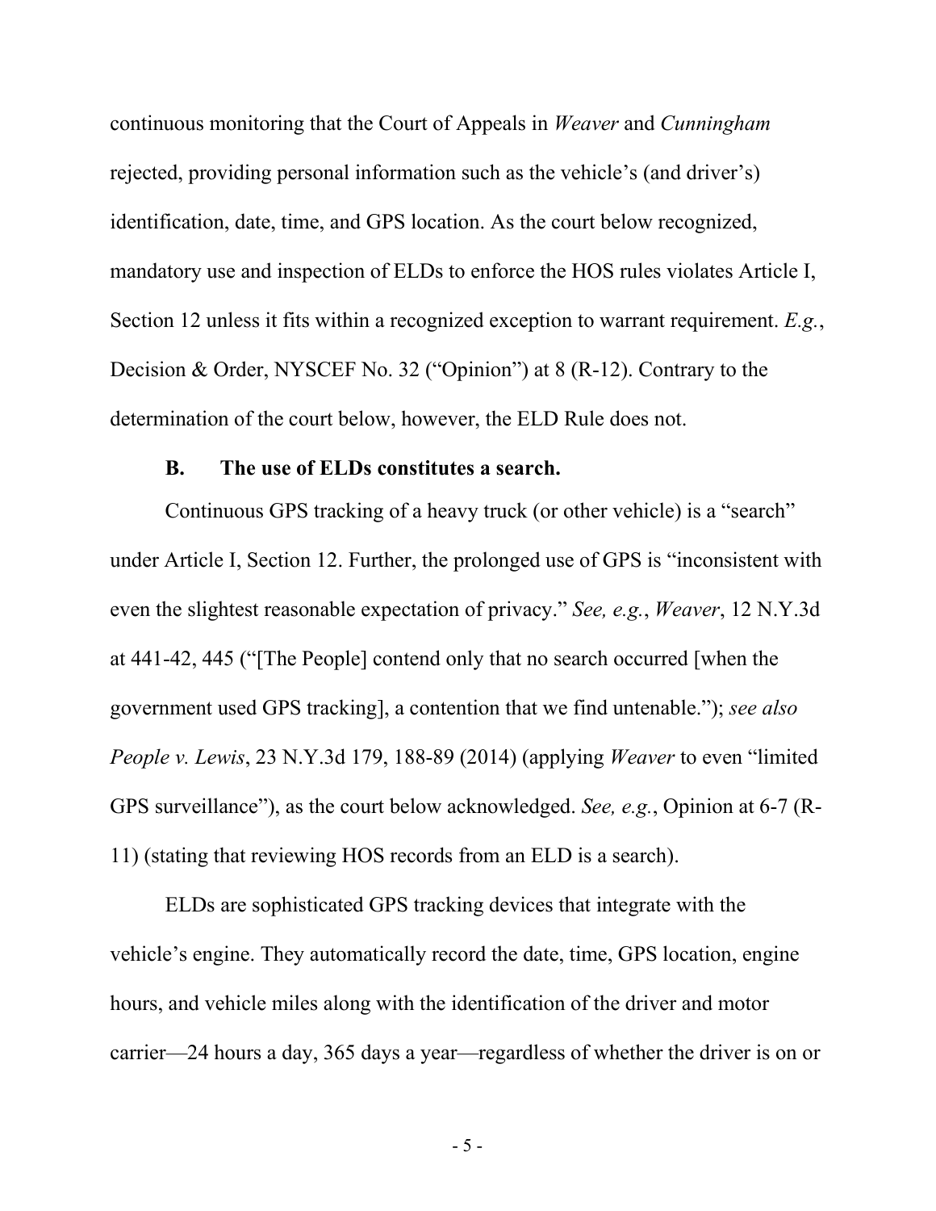continuous monitoring that the Court of Appeals in *Weaver* and *Cunningham* rejected, providing personal information such as the vehicle's (and driver's) identification, date, time, and GPS location. As the court below recognized, mandatory use and inspection of ELDs to enforce the HOS rules violates Article I, Section 12 unless it fits within a recognized exception to warrant requirement. *E.g.*, Decision & Order, NYSCEF No. 32 ("Opinion") at 8 (R-12). Contrary to the determination of the court below, however, the ELD Rule does not.

### B. The use of ELDs constitutes a search.

Continuous GPS tracking of a heavy truck (or other vehicle) is a "search" under Article I, Section 12. Further, the prolonged use of GPS is "inconsistent with even the slightest reasonable expectation of privacy." *See, e.g.*, *Weaver*, 12 N.Y.3d at 441-42, 445 ("[The People] contend only that no search occurred [when the government used GPS tracking], a contention that we find untenable."); *see also People v. Lewis*, 23 N.Y.3d 179, 188-89 (2014) (applying *Weaver* to even "limited GPS surveillance"), as the court below acknowledged. *See, e.g.*, Opinion at 6-7 (R-11) (stating that reviewing HOS records from an ELD is a search).

ELDs are sophisticated GPS tracking devices that integrate with the vehicle's engine. They automatically record the date, time, GPS location, engine hours, and vehicle miles along with the identification of the driver and motor carrier—24 hours a day, 365 days a year—regardless of whether the driver is on or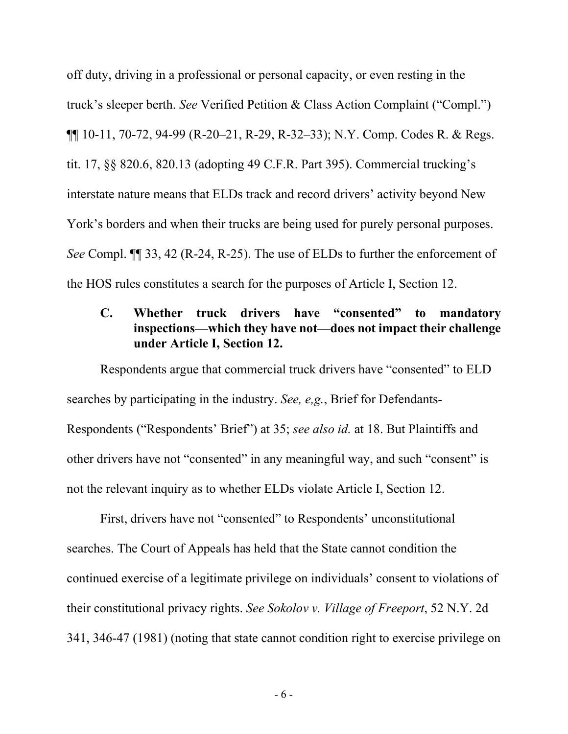off duty, driving in a professional or personal capacity, or even resting in the truck's sleeper berth. *See* Verified Petition & Class Action Complaint ("Compl.") ¶¶ 10-11, 70-72, 94-99 (R-20–21, R-29, R-32–33); N.Y. Comp. Codes R. & Regs. tit. 17, §§ 820.6, 820.13 (adopting 49 C.F.R. Part 395). Commercial trucking's interstate nature means that ELDs track and record drivers' activity beyond New York's borders and when their trucks are being used for purely personal purposes. *See* Compl. ¶¶ 33, 42 (R-24, R-25). The use of ELDs to further the enforcement of the HOS rules constitutes a search for the purposes of Article I, Section 12.

### C. Whether truck drivers have "consented" to mandatory inspections—which they have not—does not impact their challenge under Article I, Section 12.

Respondents argue that commercial truck drivers have "consented" to ELD searches by participating in the industry. *See, e,g.*, Brief for Defendants-Respondents ("Respondents' Brief") at 35; *see also id.* at 18. But Plaintiffs and other drivers have not "consented" in any meaningful way, and such "consent" is not the relevant inquiry as to whether ELDs violate Article I, Section 12.

First, drivers have not "consented" to Respondents' unconstitutional searches. The Court of Appeals has held that the State cannot condition the continued exercise of a legitimate privilege on individuals' consent to violations of their constitutional privacy rights. *See Sokolov v. Village of Freeport*, 52 N.Y. 2d 341, 346-47 (1981) (noting that state cannot condition right to exercise privilege on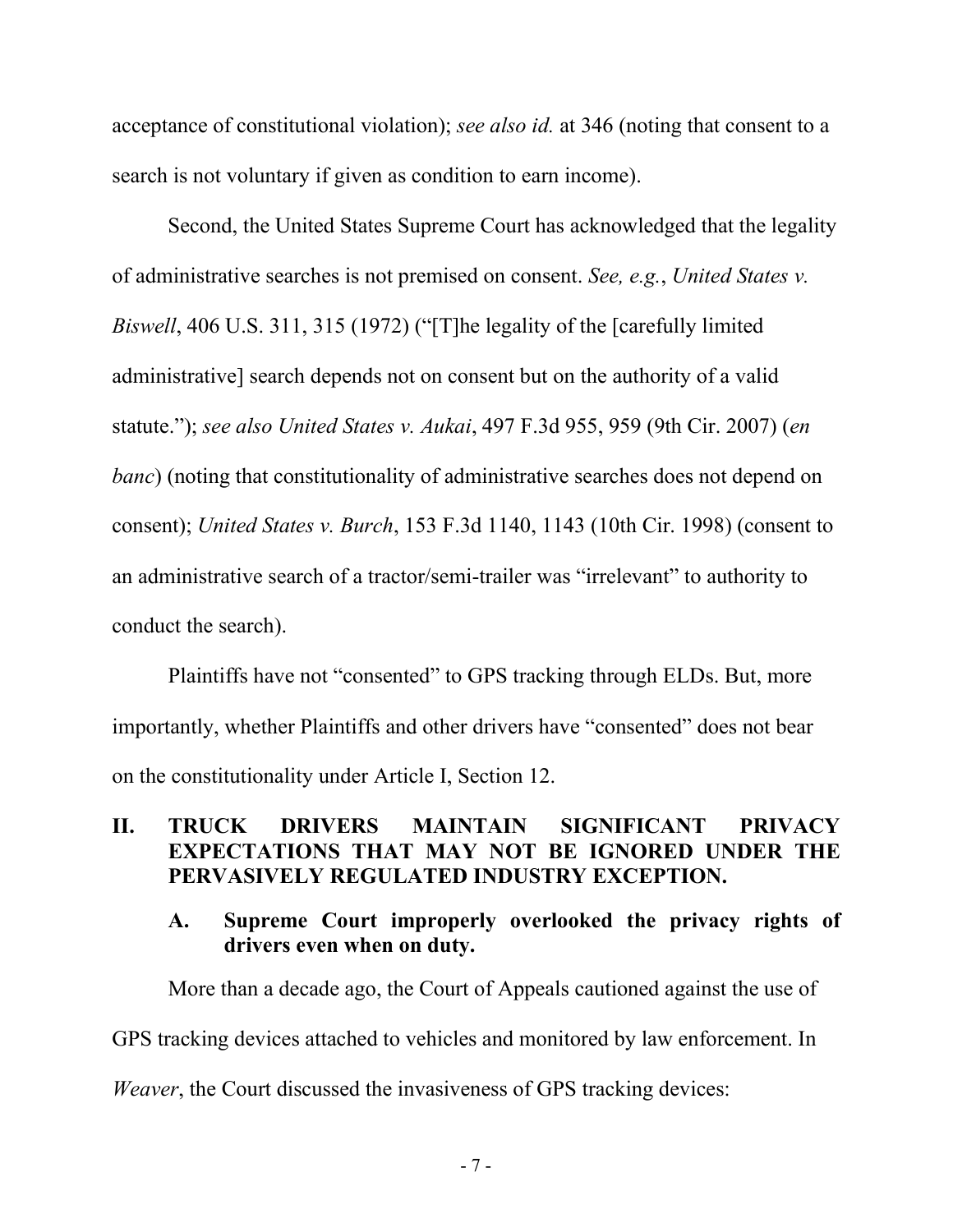acceptance of constitutional violation); *see also id.* at 346 (noting that consent to a search is not voluntary if given as condition to earn income).

Second, the United States Supreme Court has acknowledged that the legality of administrative searches is not premised on consent. *See, e.g.*, *United States v. Biswell*, 406 U.S. 311, 315 (1972) ("[T]he legality of the [carefully limited administrative] search depends not on consent but on the authority of a valid statute."); *see also United States v. Aukai*, 497 F.3d 955, 959 (9th Cir. 2007) (*en banc*) (noting that constitutionality of administrative searches does not depend on consent); *United States v. Burch*, 153 F.3d 1140, 1143 (10th Cir. 1998) (consent to an administrative search of a tractor/semi-trailer was "irrelevant" to authority to conduct the search).

Plaintiffs have not "consented" to GPS tracking through ELDs. But, more importantly, whether Plaintiffs and other drivers have "consented" does not bear on the constitutionality under Article I, Section 12.

## II. TRUCK DRIVERS MAINTAIN SIGNIFICANT PRIVACY EXPECTATIONS THAT MAY NOT BE IGNORED UNDER THE PERVASIVELY REGULATED INDUSTRY EXCEPTION.

### A. Supreme Court improperly overlooked the privacy rights of drivers even when on duty.

More than a decade ago, the Court of Appeals cautioned against the use of GPS tracking devices attached to vehicles and monitored by law enforcement. In *Weaver*, the Court discussed the invasiveness of GPS tracking devices: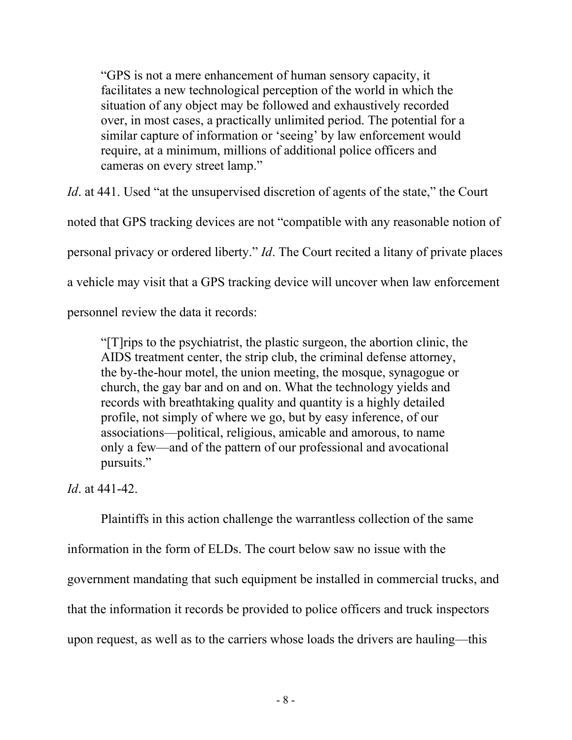> "GPS is not a mere enhancement of human sensory capacity, it facilitates a new technological perception of the world in which the situation of any object may be followed and exhaustively recorded over, in most cases, a practically unlimited period. The potential for a similar capture of information or 'seeing' by law enforcement would require, at a minimum, millions of additional police officers and cameras on every street lamp."

*Id*. at 441. Used "at the unsupervised discretion of agents of the state," the Court noted that GPS tracking devices are not "compatible with any reasonable notion of personal privacy or ordered liberty." *Id*. The Court recited a litany of private places a vehicle may visit that a GPS tracking device will uncover when law enforcement personnel review the data it records:

> "[T]rips to the psychiatrist, the plastic surgeon, the abortion clinic, the AIDS treatment center, the strip club, the criminal defense attorney, the by-the-hour motel, the union meeting, the mosque, synagogue or church, the gay bar and on and on. What the technology yields and records with breathtaking quality and quantity is a highly detailed profile, not simply of where we go, but by easy inference, of our associations—political, religious, amicable and amorous, to name only a few—and of the pattern of our professional and avocational pursuits."

*Id*. at 441-42.

Plaintiffs in this action challenge the warrantless collection of the same information in the form of ELDs. The court below saw no issue with the government mandating that such equipment be installed in commercial trucks, and that the information it records be provided to police officers and truck inspectors upon request, as well as to the carriers whose loads the drivers are hauling—this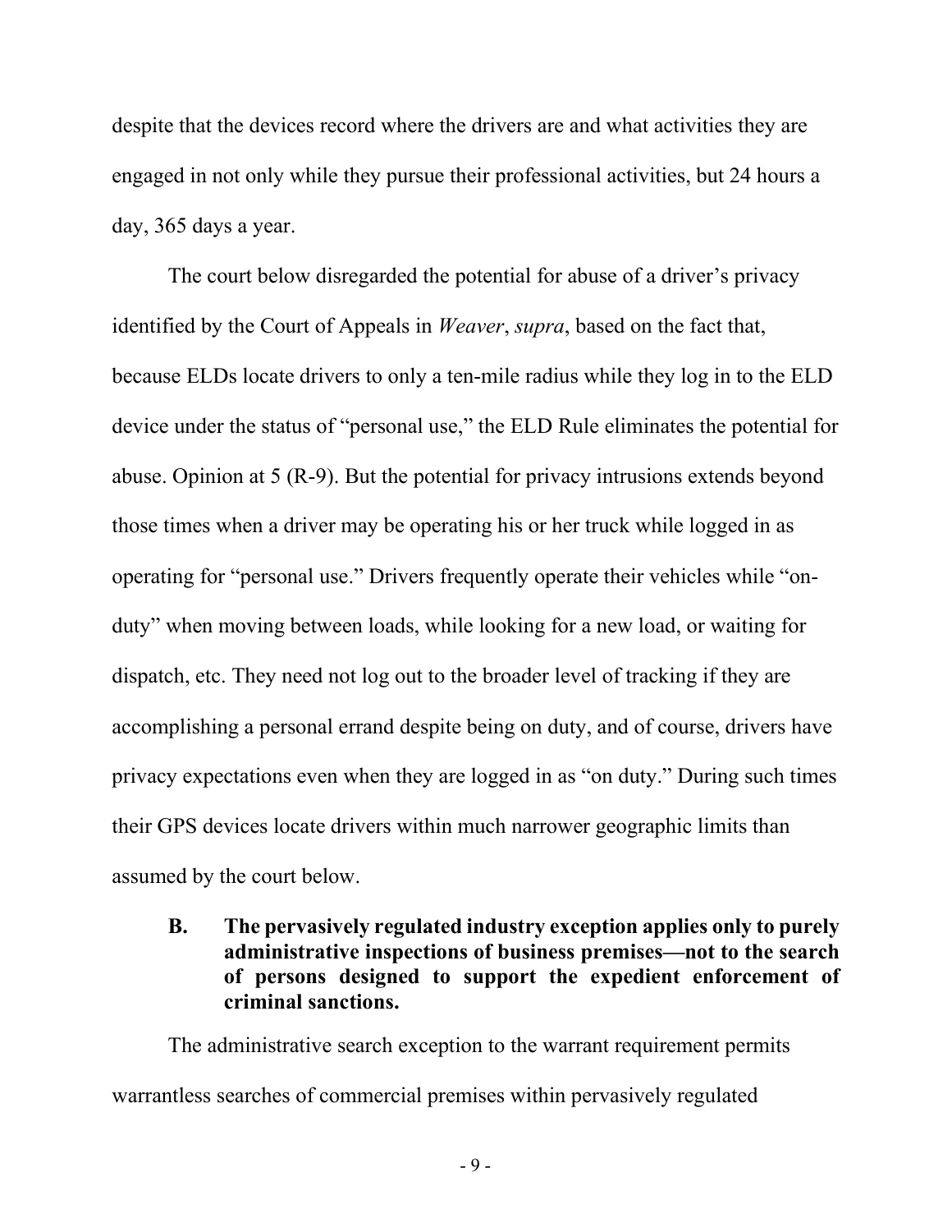despite that the devices record where the drivers are and what activities they are engaged in not only while they pursue their professional activities, but 24 hours a day, 365 days a year.

The court below disregarded the potential for abuse of a driver's privacy identified by the Court of Appeals in *Weaver*, *supra*, based on the fact that, because ELDs locate drivers to only a ten-mile radius while they log in to the ELD device under the status of "personal use," the ELD Rule eliminates the potential for abuse. Opinion at 5 (R-9). But the potential for privacy intrusions extends beyond those times when a driver may be operating his or her truck while logged in as operating for "personal use." Drivers frequently operate their vehicles while "on-duty" when moving between loads, while looking for a new load, or waiting for dispatch, etc. They need not log out to the broader level of tracking if they are accomplishing a personal errand despite being on duty, and of course, drivers have privacy expectations even when they are logged in as "on duty." During such times their GPS devices locate drivers within much narrower geographic limits than assumed by the court below.

### B. The pervasively regulated industry exception applies only to purely administrative inspections of business premises—not to the search of persons designed to support the expedient enforcement of criminal sanctions.

The administrative search exception to the warrant requirement permits warrantless searches of commercial premises within pervasively regulated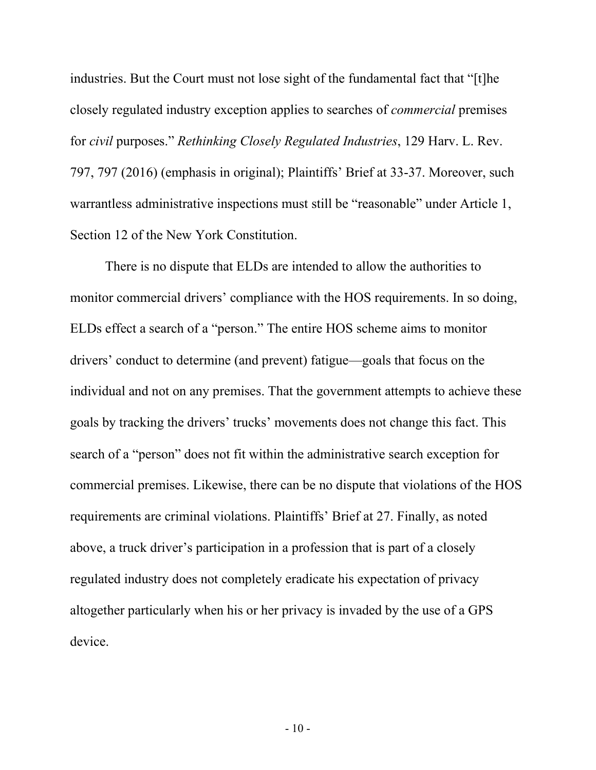industries. But the Court must not lose sight of the fundamental fact that "[t]he closely regulated industry exception applies to searches of *commercial* premises for *civil* purposes." *Rethinking Closely Regulated Industries*, 129 Harv. L. Rev. 797, 797 (2016) (emphasis in original); Plaintiffs' Brief at 33-37. Moreover, such warrantless administrative inspections must still be "reasonable" under Article 1, Section 12 of the New York Constitution.

There is no dispute that ELDs are intended to allow the authorities to monitor commercial drivers' compliance with the HOS requirements. In so doing, ELDs effect a search of a "person." The entire HOS scheme aims to monitor drivers' conduct to determine (and prevent) fatigue—goals that focus on the individual and not on any premises. That the government attempts to achieve these goals by tracking the drivers' trucks' movements does not change this fact. This search of a "person" does not fit within the administrative search exception for commercial premises. Likewise, there can be no dispute that violations of the HOS requirements are criminal violations. Plaintiffs' Brief at 27. Finally, as noted above, a truck driver's participation in a profession that is part of a closely regulated industry does not completely eradicate his expectation of privacy altogether particularly when his or her privacy is invaded by the use of a GPS device.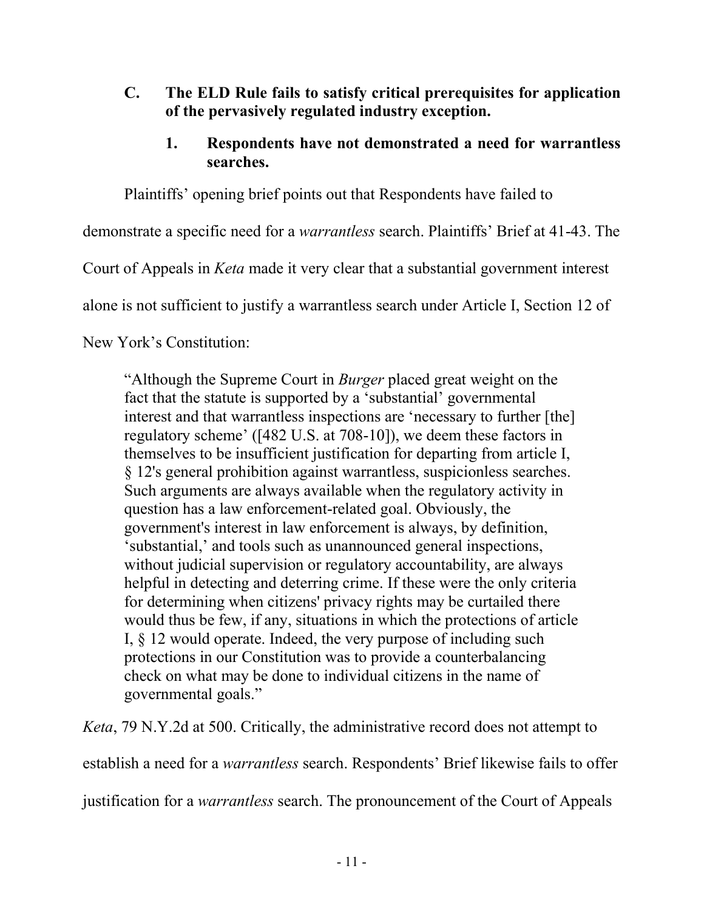### C. The ELD Rule fails to satisfy critical prerequisites for application of the pervasively regulated industry exception.

#### 1. Respondents have not demonstrated a need for warrantless searches.

Plaintiffs' opening brief points out that Respondents have failed to demonstrate a specific need for a *warrantless* search. Plaintiffs' Brief at 41-43. The Court of Appeals in *Keta* made it very clear that a substantial government interest alone is not sufficient to justify a warrantless search under Article I, Section 12 of New York's Constitution:

> "Although the Supreme Court in *Burger* placed great weight on the fact that the statute is supported by a 'substantial' governmental interest and that warrantless inspections are 'necessary to further [the] regulatory scheme' ([482 U.S. at 708-10]), we deem these factors in themselves to be insufficient justification for departing from article I, § 12's general prohibition against warrantless, suspicionless searches. Such arguments are always available when the regulatory activity in question has a law enforcement-related goal. Obviously, the government's interest in law enforcement is always, by definition, 'substantial,' and tools such as unannounced general inspections, without judicial supervision or regulatory accountability, are always helpful in detecting and deterring crime. If these were the only criteria for determining when citizens' privacy rights may be curtailed there would thus be few, if any, situations in which the protections of article I, § 12 would operate. Indeed, the very purpose of including such protections in our Constitution was to provide a counterbalancing check on what may be done to individual citizens in the name of governmental goals."

*Keta*, 79 N.Y.2d at 500. Critically, the administrative record does not attempt to establish a need for a *warrantless* search. Respondents' Brief likewise fails to offer justification for a *warrantless* search. The pronouncement of the Court of Appeals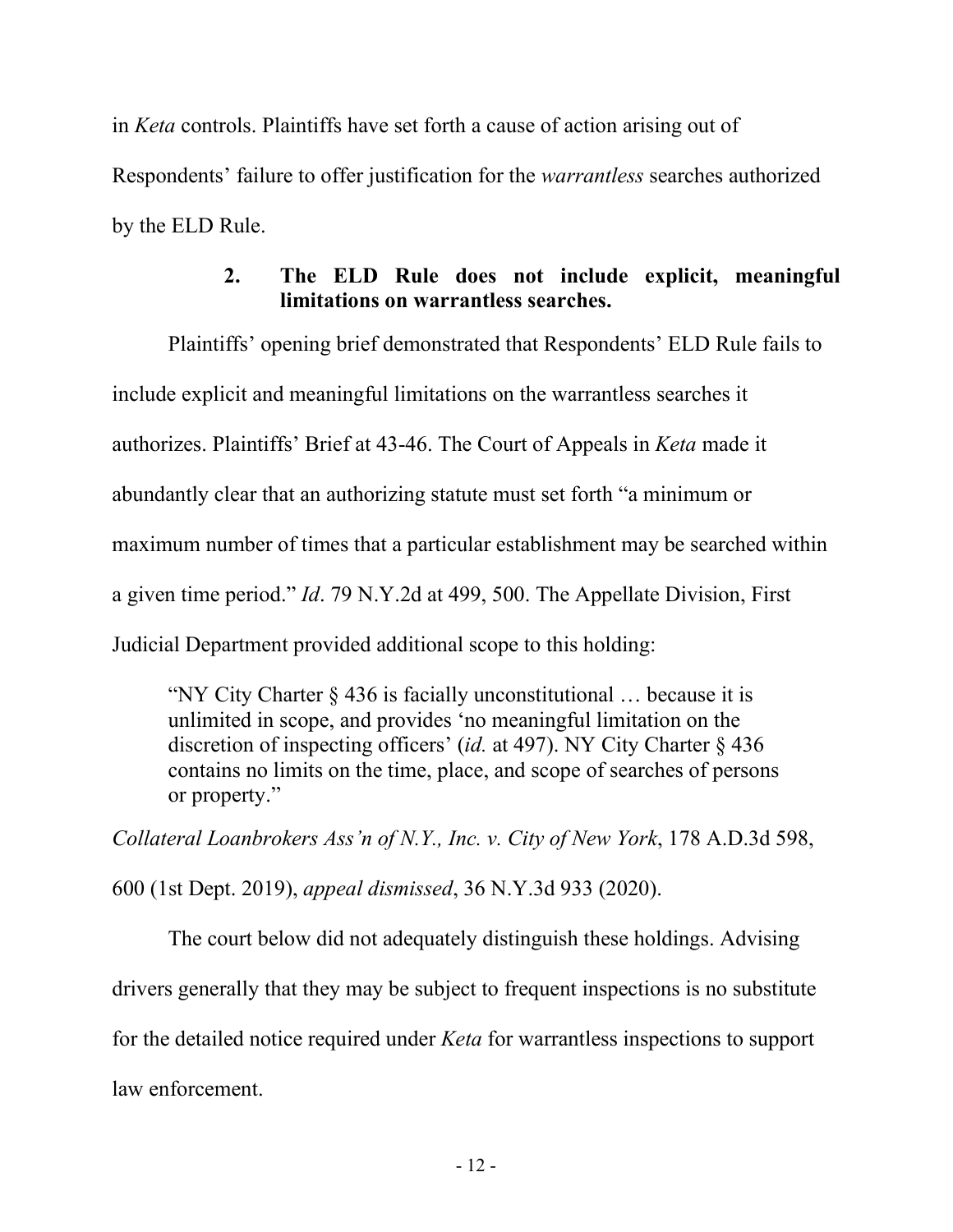in *Keta* controls. Plaintiffs have set forth a cause of action arising out of Respondents' failure to offer justification for the *warrantless* searches authorized by the ELD Rule.

### 2. The ELD Rule does not include explicit, meaningful limitations on warrantless searches.

Plaintiffs' opening brief demonstrated that Respondents' ELD Rule fails to include explicit and meaningful limitations on the warrantless searches it authorizes. Plaintiffs' Brief at 43-46. The Court of Appeals in *Keta* made it abundantly clear that an authorizing statute must set forth "a minimum or maximum number of times that a particular establishment may be searched within a given time period." *Id*. 79 N.Y.2d at 499, 500. The Appellate Division, First Judicial Department provided additional scope to this holding:

> "NY City Charter § 436 is facially unconstitutional … because it is unlimited in scope, and provides 'no meaningful limitation on the discretion of inspecting officers' (*id.* at 497). NY City Charter § 436 contains no limits on the time, place, and scope of searches of persons or property."

*Collateral Loanbrokers Ass'n of N.Y., Inc. v. City of New York*, 178 A.D.3d 598, 600 (1st Dept. 2019), *appeal dismissed*, 36 N.Y.3d 933 (2020).

The court below did not adequately distinguish these holdings. Advising drivers generally that they may be subject to frequent inspections is no substitute for the detailed notice required under *Keta* for warrantless inspections to support law enforcement.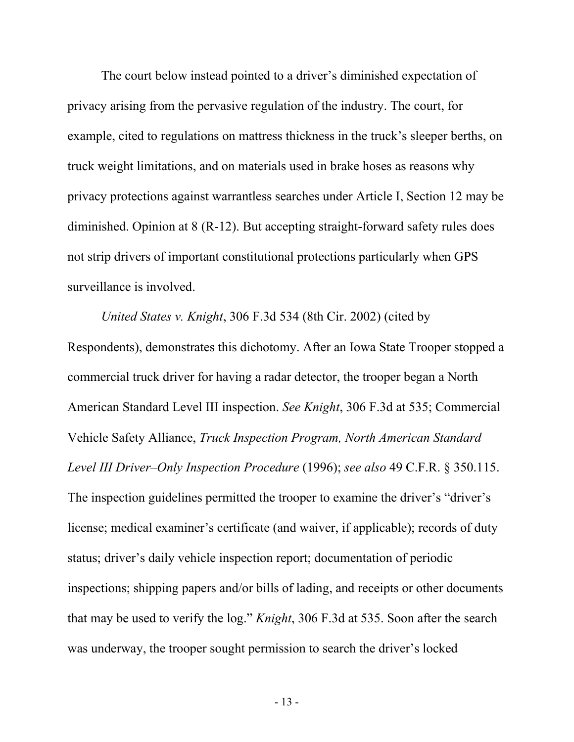The court below instead pointed to a driver's diminished expectation of privacy arising from the pervasive regulation of the industry. The court, for example, cited to regulations on mattress thickness in the truck's sleeper berths, on truck weight limitations, and on materials used in brake hoses as reasons why privacy protections against warrantless searches under Article I, Section 12 may be diminished. Opinion at 8 (R-12). But accepting straight-forward safety rules does not strip drivers of important constitutional protections particularly when GPS surveillance is involved.

*United States v. Knight*, 306 F.3d 534 (8th Cir. 2002) (cited by Respondents), demonstrates this dichotomy. After an Iowa State Trooper stopped a commercial truck driver for having a radar detector, the trooper began a North American Standard Level III inspection. *See Knight*, 306 F.3d at 535; Commercial Vehicle Safety Alliance, *Truck Inspection Program, North American Standard Level III Driver–Only Inspection Procedure* (1996); *see also* 49 C.F.R. § 350.115. The inspection guidelines permitted the trooper to examine the driver's "driver's license; medical examiner's certificate (and waiver, if applicable); records of duty status; driver's daily vehicle inspection report; documentation of periodic inspections; shipping papers and/or bills of lading, and receipts or other documents that may be used to verify the log." *Knight*, 306 F.3d at 535. Soon after the search was underway, the trooper sought permission to search the driver's locked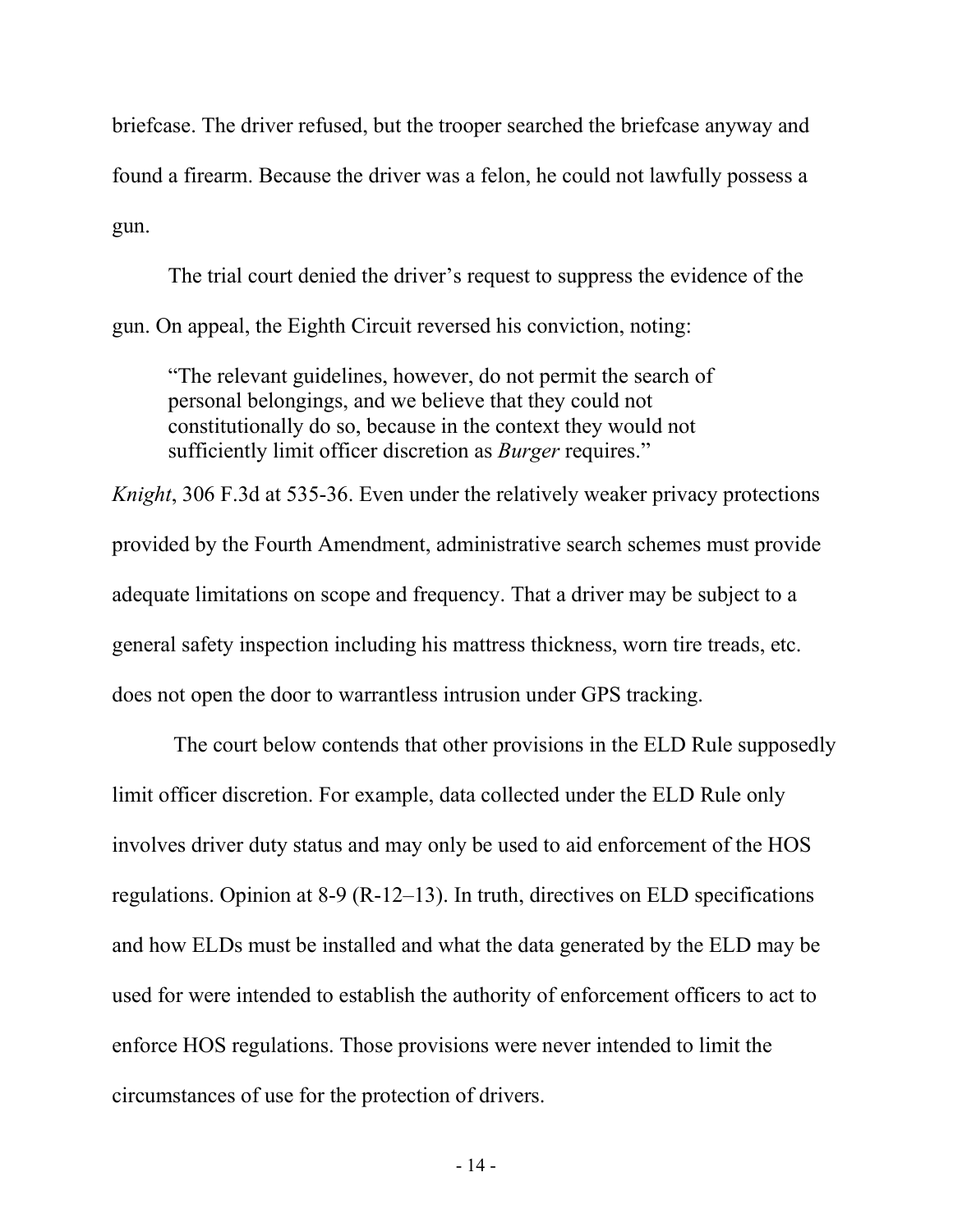briefcase. The driver refused, but the trooper searched the briefcase anyway and found a firearm. Because the driver was a felon, he could not lawfully possess a gun.

The trial court denied the driver's request to suppress the evidence of the gun. On appeal, the Eighth Circuit reversed his conviction, noting:

> "The relevant guidelines, however, do not permit the search of personal belongings, and we believe that they could not constitutionally do so, because in the context they would not sufficiently limit officer discretion as *Burger* requires."

*Knight*, 306 F.3d at 535-36. Even under the relatively weaker privacy protections provided by the Fourth Amendment, administrative search schemes must provide adequate limitations on scope and frequency. That a driver may be subject to a general safety inspection including his mattress thickness, worn tire treads, etc. does not open the door to warrantless intrusion under GPS tracking.

The court below contends that other provisions in the ELD Rule supposedly limit officer discretion. For example, data collected under the ELD Rule only involves driver duty status and may only be used to aid enforcement of the HOS regulations. Opinion at 8-9 (R-12–13). In truth, directives on ELD specifications and how ELDs must be installed and what the data generated by the ELD may be used for were intended to establish the authority of enforcement officers to act to enforce HOS regulations. Those provisions were never intended to limit the circumstances of use for the protection of drivers.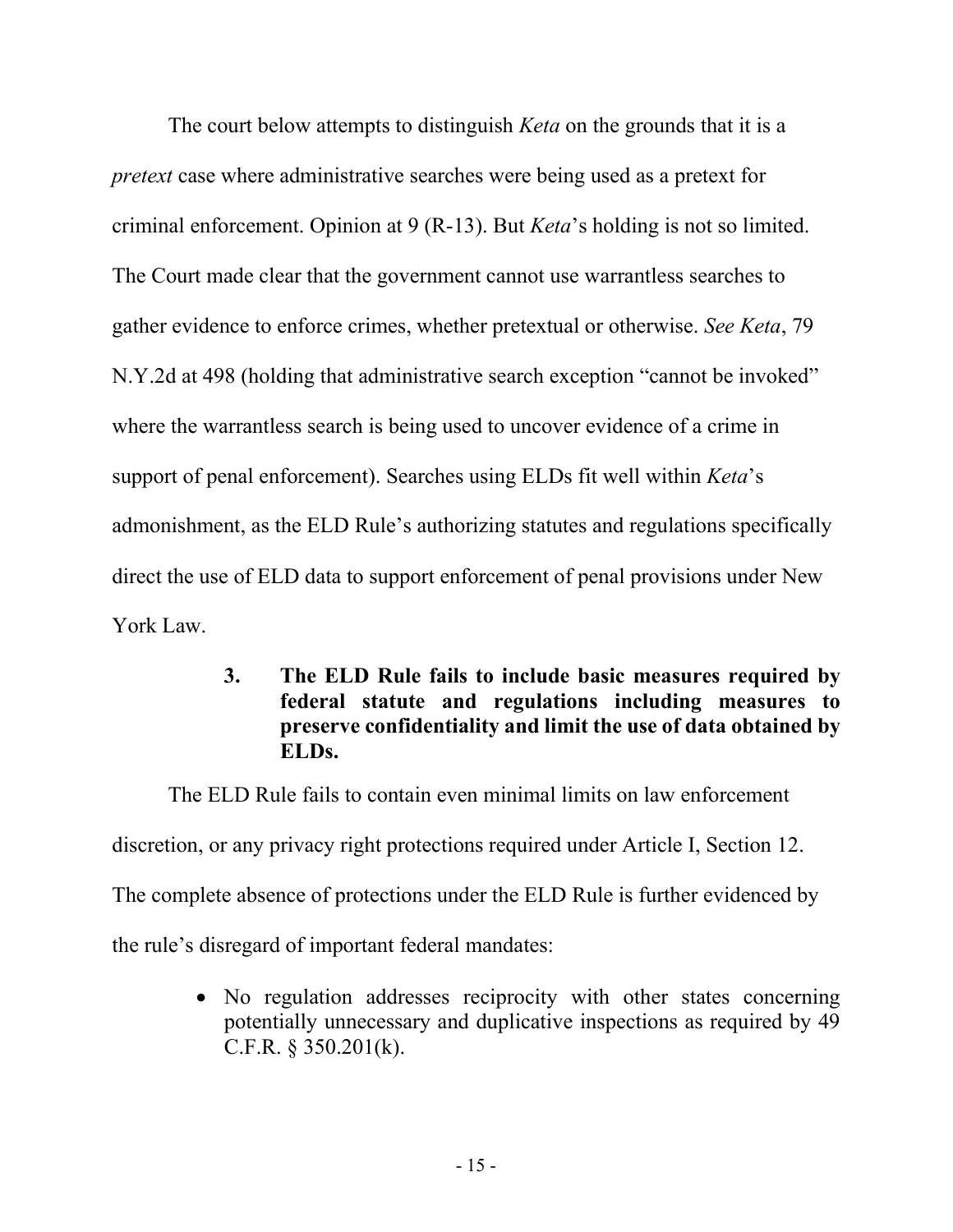The court below attempts to distinguish *Keta* on the grounds that it is a *pretext* case where administrative searches were being used as a pretext for criminal enforcement. Opinion at 9 (R-13). But *Keta*'s holding is not so limited. The Court made clear that the government cannot use warrantless searches to gather evidence to enforce crimes, whether pretextual or otherwise. *See Keta*, 79 N.Y.2d at 498 (holding that administrative search exception "cannot be invoked" where the warrantless search is being used to uncover evidence of a crime in support of penal enforcement). Searches using ELDs fit well within *Keta*'s admonishment, as the ELD Rule's authorizing statutes and regulations specifically direct the use of ELD data to support enforcement of penal provisions under New York Law.

### 3. The ELD Rule fails to include basic measures required by federal statute and regulations including measures to preserve confidentiality and limit the use of data obtained by ELDs.

The ELD Rule fails to contain even minimal limits on law enforcement discretion, or any privacy right protections required under Article I, Section 12. The complete absence of protections under the ELD Rule is further evidenced by the rule's disregard of important federal mandates:

- No regulation addresses reciprocity with other states concerning potentially unnecessary and duplicative inspections as required by 49 C.F.R. § 350.201(k).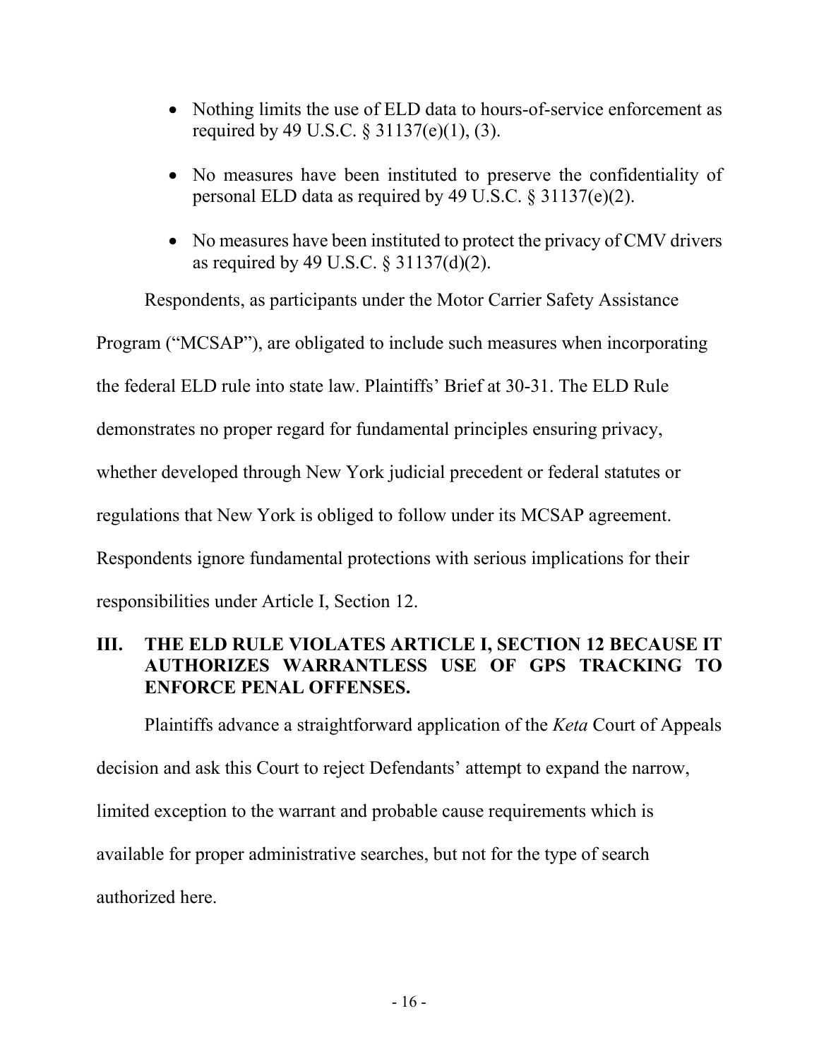- Nothing limits the use of ELD data to hours-of-service enforcement as required by 49 U.S.C. § 31137(e)(1), (3).

- No measures have been instituted to preserve the confidentiality of personal ELD data as required by 49 U.S.C. § 31137(e)(2).

- No measures have been instituted to protect the privacy of CMV drivers as required by 49 U.S.C. § 31137(d)(2).

Respondents, as participants under the Motor Carrier Safety Assistance Program ("MCSAP"), are obligated to include such measures when incorporating the federal ELD rule into state law. Plaintiffs' Brief at 30-31. The ELD Rule demonstrates no proper regard for fundamental principles ensuring privacy, whether developed through New York judicial precedent or federal statutes or regulations that New York is obliged to follow under its MCSAP agreement. Respondents ignore fundamental protections with serious implications for their responsibilities under Article I, Section 12.

## III. THE ELD RULE VIOLATES ARTICLE I, SECTION 12 BECAUSE IT AUTHORIZES WARRANTLESS USE OF GPS TRACKING TO ENFORCE PENAL OFFENSES.

Plaintiffs advance a straightforward application of the *Keta* Court of Appeals decision and ask this Court to reject Defendants' attempt to expand the narrow, limited exception to the warrant and probable cause requirements which is available for proper administrative searches, but not for the type of search authorized here.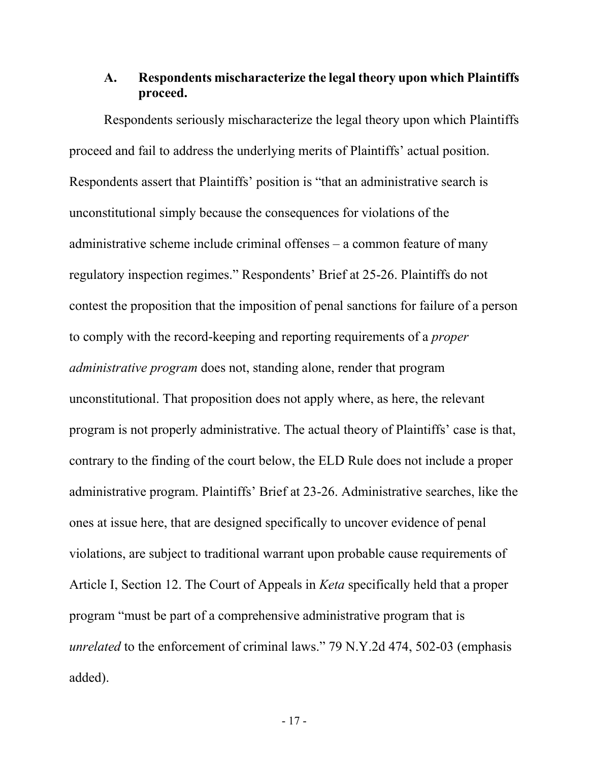### A. Respondents mischaracterize the legal theory upon which Plaintiffs proceed.

Respondents seriously mischaracterize the legal theory upon which Plaintiffs proceed and fail to address the underlying merits of Plaintiffs' actual position. Respondents assert that Plaintiffs' position is "that an administrative search is unconstitutional simply because the consequences for violations of the administrative scheme include criminal offenses – a common feature of many regulatory inspection regimes." Respondents' Brief at 25-26. Plaintiffs do not contest the proposition that the imposition of penal sanctions for failure of a person to comply with the record-keeping and reporting requirements of a *proper administrative program* does not, standing alone, render that program unconstitutional. That proposition does not apply where, as here, the relevant program is not properly administrative. The actual theory of Plaintiffs' case is that, contrary to the finding of the court below, the ELD Rule does not include a proper administrative program. Plaintiffs' Brief at 23-26. Administrative searches, like the ones at issue here, that are designed specifically to uncover evidence of penal violations, are subject to traditional warrant upon probable cause requirements of Article I, Section 12. The Court of Appeals in *Keta* specifically held that a proper program "must be part of a comprehensive administrative program that is *unrelated* to the enforcement of criminal laws." 79 N.Y.2d 474, 502-03 (emphasis added).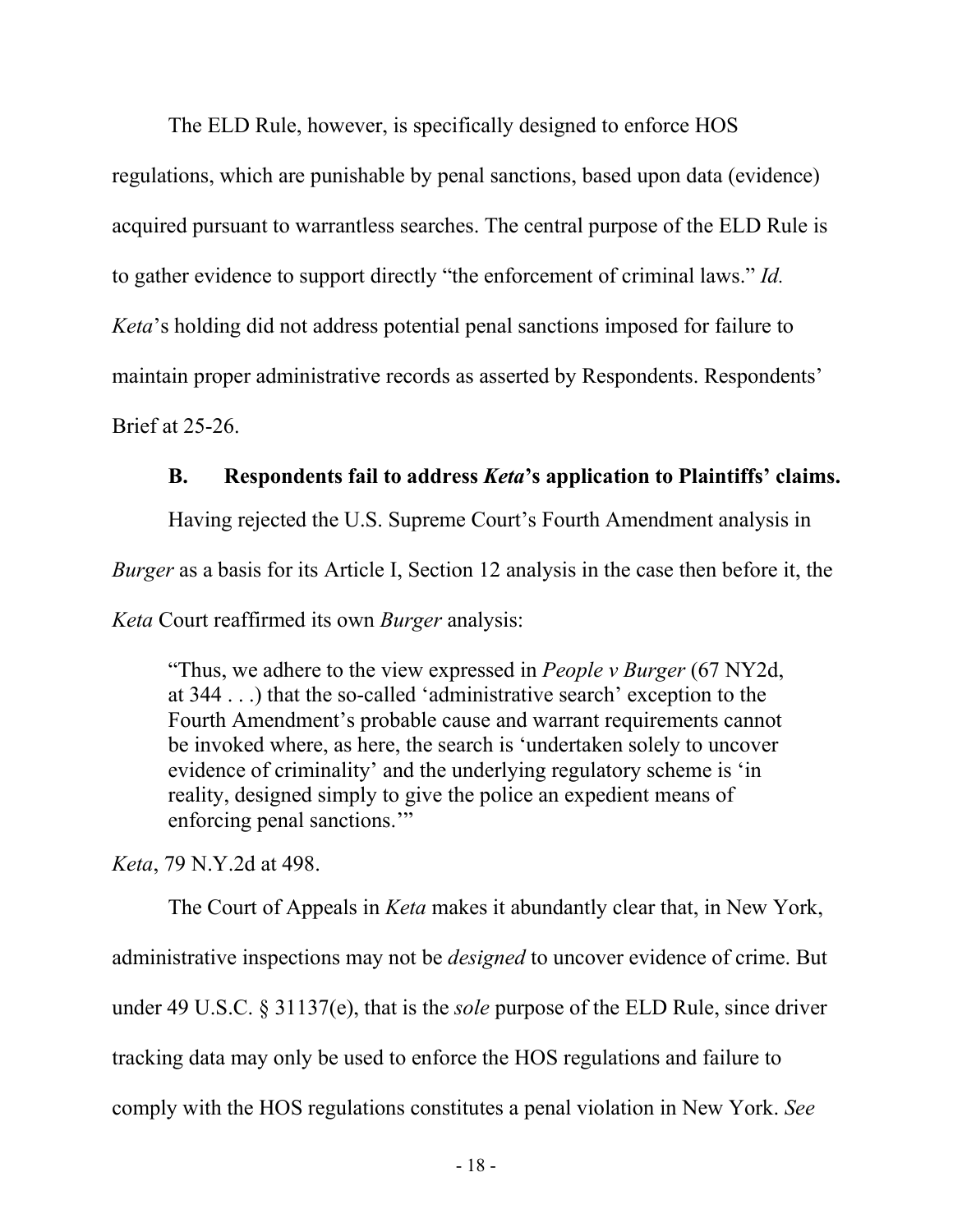The ELD Rule, however, is specifically designed to enforce HOS regulations, which are punishable by penal sanctions, based upon data (evidence) acquired pursuant to warrantless searches. The central purpose of the ELD Rule is to gather evidence to support directly "the enforcement of criminal laws." *Id.* *Keta*'s holding did not address potential penal sanctions imposed for failure to maintain proper administrative records as asserted by Respondents. Respondents' Brief at 25-26.

### B. Respondents fail to address *Keta*'s application to Plaintiffs' claims.

Having rejected the U.S. Supreme Court's Fourth Amendment analysis in *Burger* as a basis for its Article I, Section 12 analysis in the case then before it, the *Keta* Court reaffirmed its own *Burger* analysis:

> "Thus, we adhere to the view expressed in *People v Burger* (67 NY2d, at 344 . . .) that the so-called 'administrative search' exception to the Fourth Amendment's probable cause and warrant requirements cannot be invoked where, as here, the search is 'undertaken solely to uncover evidence of criminality' and the underlying regulatory scheme is 'in reality, designed simply to give the police an expedient means of enforcing penal sanctions.'"

*Keta*, 79 N.Y.2d at 498.

The Court of Appeals in *Keta* makes it abundantly clear that, in New York, administrative inspections may not be *designed* to uncover evidence of crime. But under 49 U.S.C. § 31137(e), that is the *sole* purpose of the ELD Rule, since driver tracking data may only be used to enforce the HOS regulations and failure to comply with the HOS regulations constitutes a penal violation in New York. *See*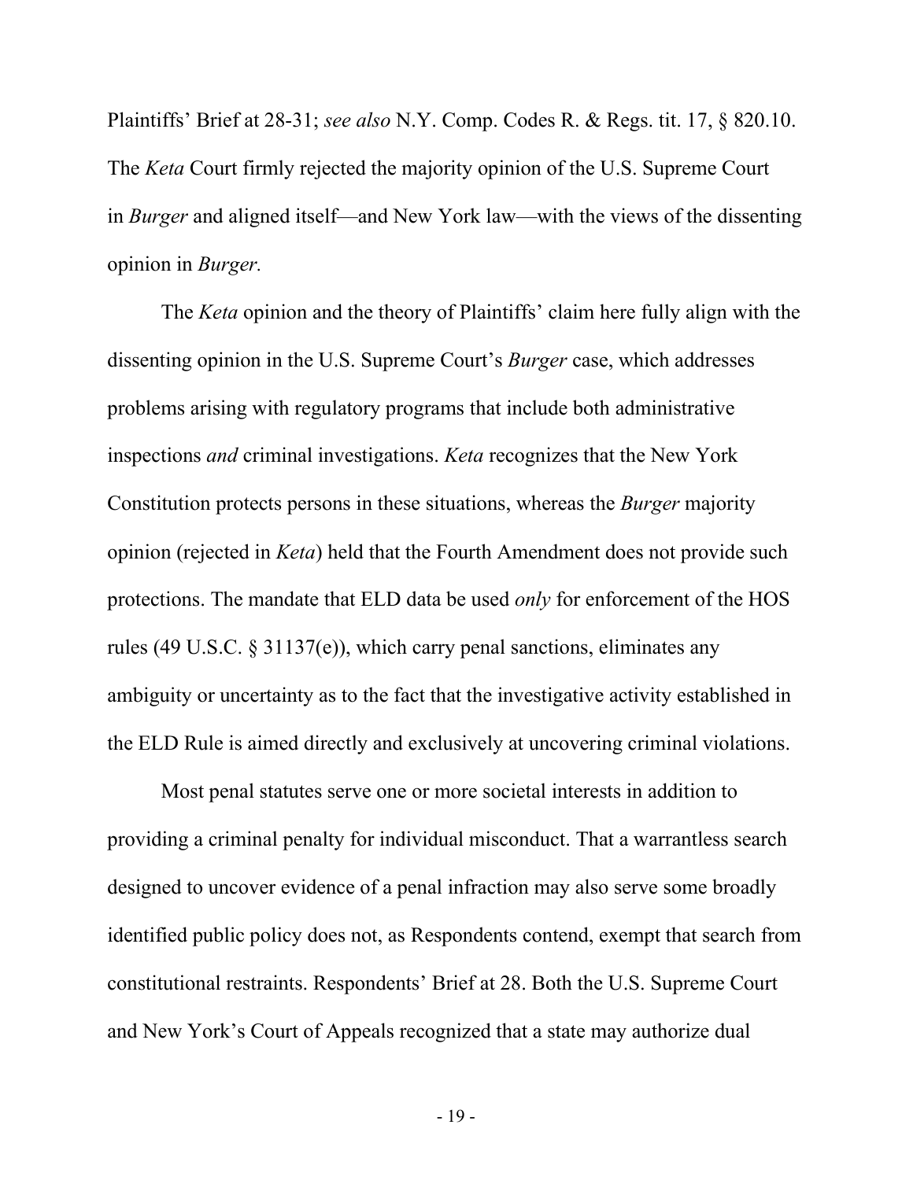Plaintiffs' Brief at 28-31; *see also* N.Y. Comp. Codes R. & Regs. tit. 17, § 820.10. The *Keta* Court firmly rejected the majority opinion of the U.S. Supreme Court in *Burger* and aligned itself—and New York law—with the views of the dissenting opinion in *Burger.*

The *Keta* opinion and the theory of Plaintiffs' claim here fully align with the dissenting opinion in the U.S. Supreme Court's *Burger* case, which addresses problems arising with regulatory programs that include both administrative inspections *and* criminal investigations. *Keta* recognizes that the New York Constitution protects persons in these situations, whereas the *Burger* majority opinion (rejected in *Keta*) held that the Fourth Amendment does not provide such protections. The mandate that ELD data be used *only* for enforcement of the HOS rules (49 U.S.C. § 31137(e)), which carry penal sanctions, eliminates any ambiguity or uncertainty as to the fact that the investigative activity established in the ELD Rule is aimed directly and exclusively at uncovering criminal violations.

Most penal statutes serve one or more societal interests in addition to providing a criminal penalty for individual misconduct. That a warrantless search designed to uncover evidence of a penal infraction may also serve some broadly identified public policy does not, as Respondents contend, exempt that search from constitutional restraints. Respondents' Brief at 28. Both the U.S. Supreme Court and New York's Court of Appeals recognized that a state may authorize dual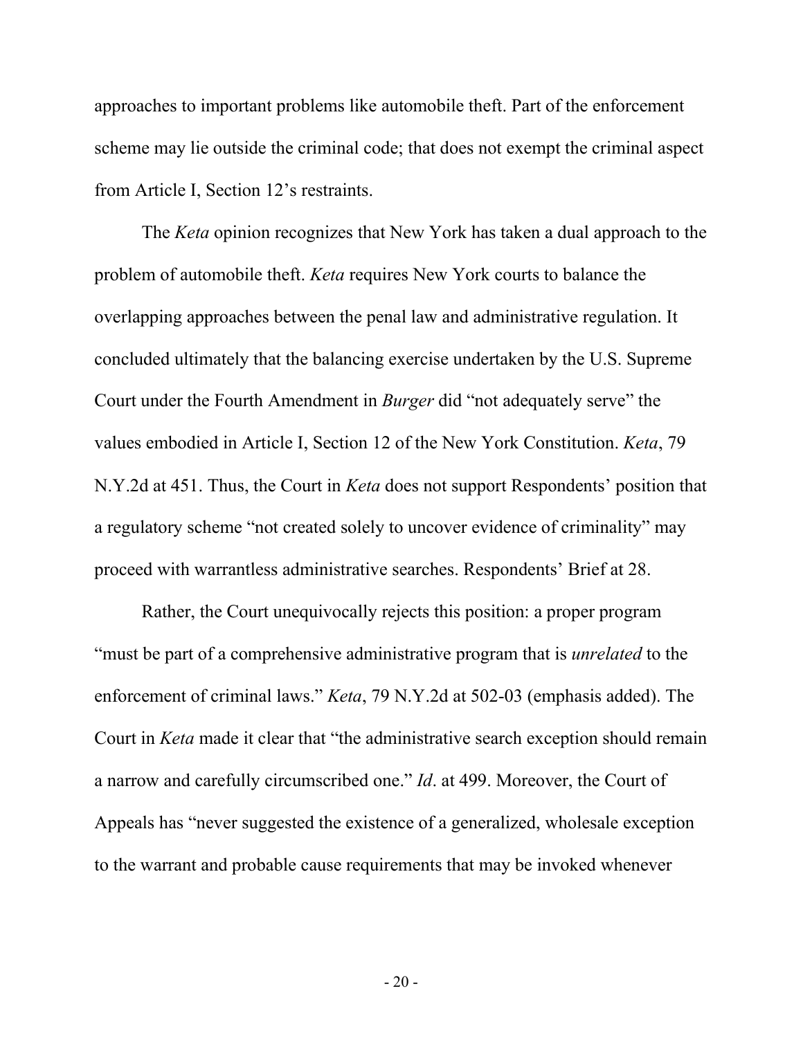approaches to important problems like automobile theft. Part of the enforcement scheme may lie outside the criminal code; that does not exempt the criminal aspect from Article I, Section 12's restraints.

The *Keta* opinion recognizes that New York has taken a dual approach to the problem of automobile theft. *Keta* requires New York courts to balance the overlapping approaches between the penal law and administrative regulation. It concluded ultimately that the balancing exercise undertaken by the U.S. Supreme Court under the Fourth Amendment in *Burger* did "not adequately serve" the values embodied in Article I, Section 12 of the New York Constitution. *Keta*, 79 N.Y.2d at 451. Thus, the Court in *Keta* does not support Respondents' position that a regulatory scheme "not created solely to uncover evidence of criminality" may proceed with warrantless administrative searches. Respondents' Brief at 28.

Rather, the Court unequivocally rejects this position: a proper program "must be part of a comprehensive administrative program that is *unrelated* to the enforcement of criminal laws." *Keta*, 79 N.Y.2d at 502-03 (emphasis added). The Court in *Keta* made it clear that "the administrative search exception should remain a narrow and carefully circumscribed one." *Id*. at 499. Moreover, the Court of Appeals has "never suggested the existence of a generalized, wholesale exception to the warrant and probable cause requirements that may be invoked whenever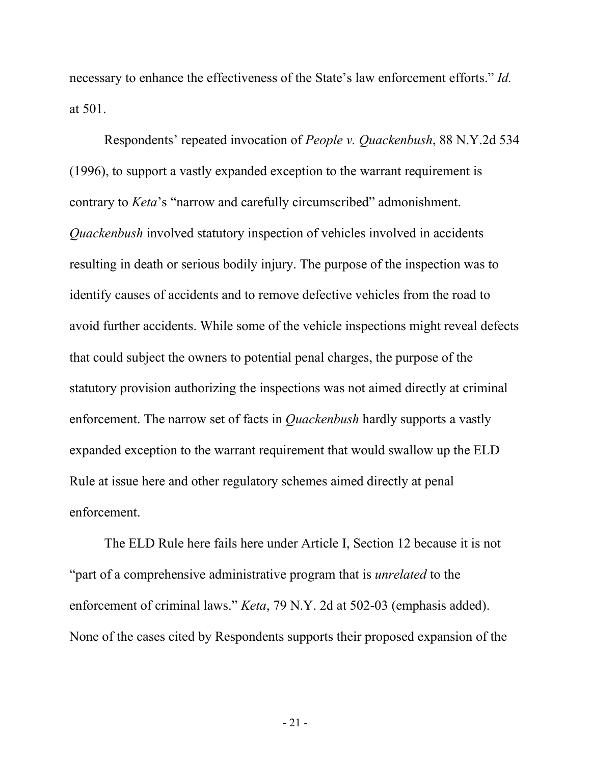necessary to enhance the effectiveness of the State's law enforcement efforts." *Id.* at 501.

Respondents' repeated invocation of *People v. Quackenbush*, 88 N.Y.2d 534 (1996), to support a vastly expanded exception to the warrant requirement is contrary to *Keta*'s "narrow and carefully circumscribed" admonishment. *Quackenbush* involved statutory inspection of vehicles involved in accidents resulting in death or serious bodily injury. The purpose of the inspection was to identify causes of accidents and to remove defective vehicles from the road to avoid further accidents. While some of the vehicle inspections might reveal defects that could subject the owners to potential penal charges, the purpose of the statutory provision authorizing the inspections was not aimed directly at criminal enforcement. The narrow set of facts in *Quackenbush* hardly supports a vastly expanded exception to the warrant requirement that would swallow up the ELD Rule at issue here and other regulatory schemes aimed directly at penal enforcement.

The ELD Rule here fails here under Article I, Section 12 because it is not "part of a comprehensive administrative program that is *unrelated* to the enforcement of criminal laws." *Keta*, 79 N.Y. 2d at 502-03 (emphasis added). None of the cases cited by Respondents supports their proposed expansion of the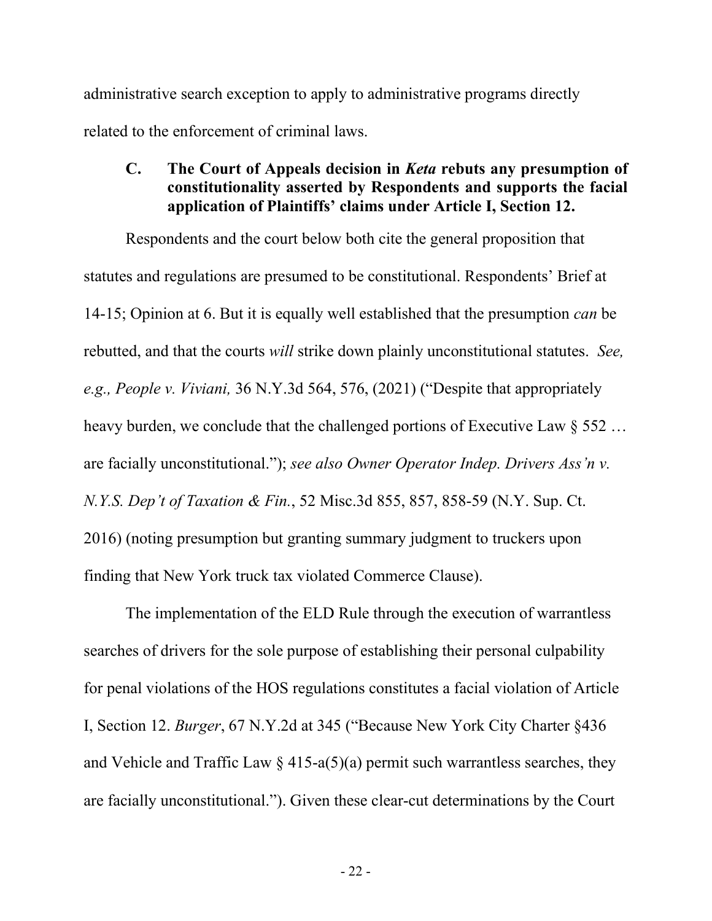administrative search exception to apply to administrative programs directly related to the enforcement of criminal laws.

### C. The Court of Appeals decision in *Keta* rebuts any presumption of constitutionality asserted by Respondents and supports the facial application of Plaintiffs' claims under Article I, Section 12.

Respondents and the court below both cite the general proposition that statutes and regulations are presumed to be constitutional. Respondents' Brief at 14-15; Opinion at 6. But it is equally well established that the presumption *can* be rebutted, and that the courts *will* strike down plainly unconstitutional statutes. *See, e.g., People v. Viviani,* 36 N.Y.3d 564, 576, (2021) ("Despite that appropriately heavy burden, we conclude that the challenged portions of Executive Law § 552 … are facially unconstitutional."); *see also Owner Operator Indep. Drivers Ass'n v. N.Y.S. Dep't of Taxation & Fin.*, 52 Misc.3d 855, 857, 858-59 (N.Y. Sup. Ct. 2016) (noting presumption but granting summary judgment to truckers upon finding that New York truck tax violated Commerce Clause).

The implementation of the ELD Rule through the execution of warrantless searches of drivers for the sole purpose of establishing their personal culpability for penal violations of the HOS regulations constitutes a facial violation of Article I, Section 12. *Burger*, 67 N.Y.2d at 345 ("Because New York City Charter §436 and Vehicle and Traffic Law § 415-a(5)(a) permit such warrantless searches, they are facially unconstitutional."). Given these clear-cut determinations by the Court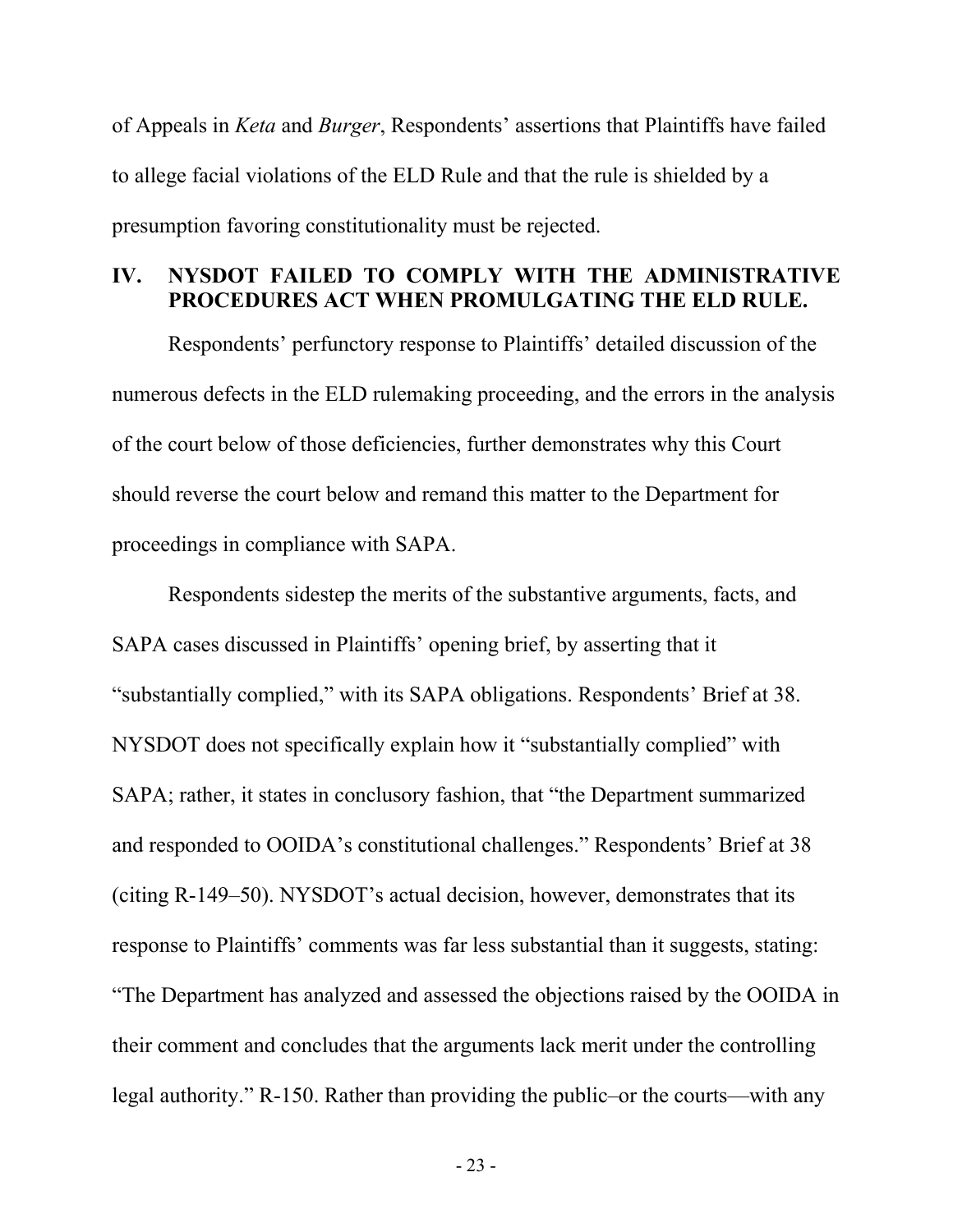of Appeals in *Keta* and *Burger*, Respondents' assertions that Plaintiffs have failed to allege facial violations of the ELD Rule and that the rule is shielded by a presumption favoring constitutionality must be rejected.

## IV. NYSDOT FAILED TO COMPLY WITH THE ADMINISTRATIVE PROCEDURES ACT WHEN PROMULGATING THE ELD RULE.

Respondents' perfunctory response to Plaintiffs' detailed discussion of the numerous defects in the ELD rulemaking proceeding, and the errors in the analysis of the court below of those deficiencies, further demonstrates why this Court should reverse the court below and remand this matter to the Department for proceedings in compliance with SAPA.

Respondents sidestep the merits of the substantive arguments, facts, and SAPA cases discussed in Plaintiffs' opening brief, by asserting that it "substantially complied," with its SAPA obligations. Respondents' Brief at 38. NYSDOT does not specifically explain how it "substantially complied" with SAPA; rather, it states in conclusory fashion, that "the Department summarized and responded to OOIDA's constitutional challenges." Respondents' Brief at 38 (citing R-149–50). NYSDOT's actual decision, however, demonstrates that its response to Plaintiffs' comments was far less substantial than it suggests, stating: "The Department has analyzed and assessed the objections raised by the OOIDA in their comment and concludes that the arguments lack merit under the controlling legal authority." R-150. Rather than providing the public–or the courts—with any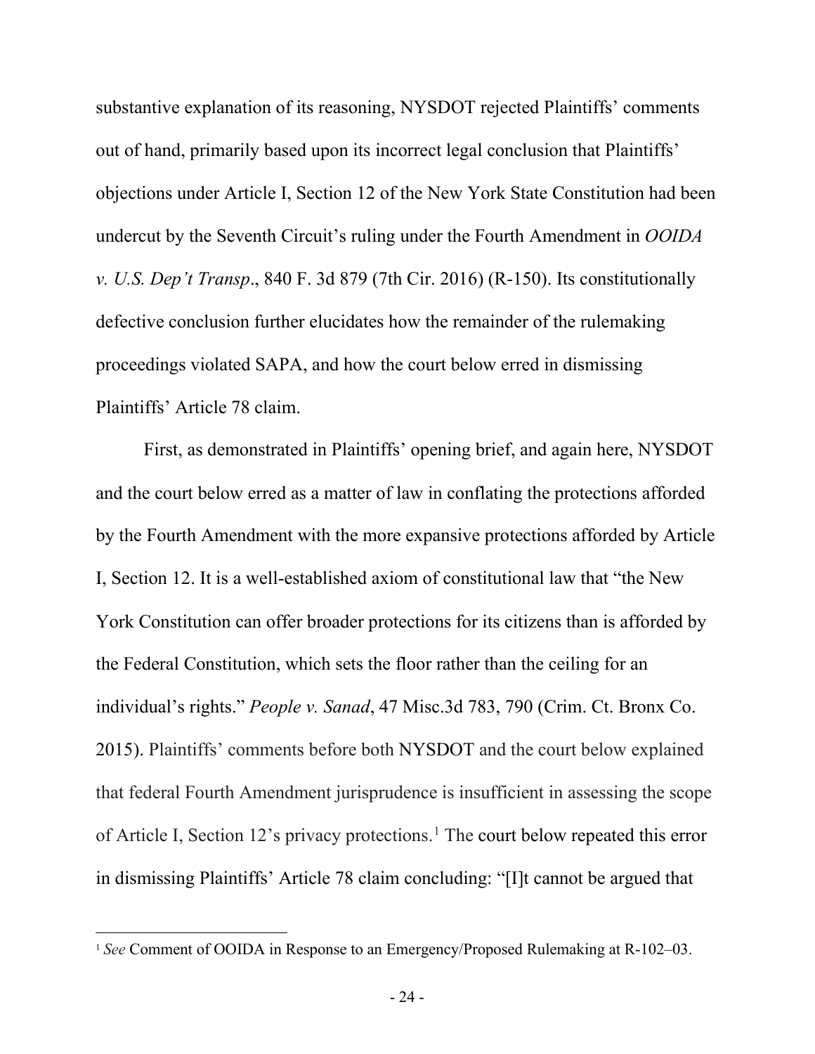substantive explanation of its reasoning, NYSDOT rejected Plaintiffs' comments out of hand, primarily based upon its incorrect legal conclusion that Plaintiffs' objections under Article I, Section 12 of the New York State Constitution had been undercut by the Seventh Circuit's ruling under the Fourth Amendment in *OOIDA v. U.S. Dep't Transp*., 840 F. 3d 879 (7th Cir. 2016) (R-150). Its constitutionally defective conclusion further elucidates how the remainder of the rulemaking proceedings violated SAPA, and how the court below erred in dismissing Plaintiffs' Article 78 claim.

First, as demonstrated in Plaintiffs' opening brief, and again here, NYSDOT and the court below erred as a matter of law in conflating the protections afforded by the Fourth Amendment with the more expansive protections afforded by Article I, Section 12. It is a well-established axiom of constitutional law that "the New York Constitution can offer broader protections for its citizens than is afforded by the Federal Constitution, which sets the floor rather than the ceiling for an individual's rights." *People v. Sanad*, 47 Misc.3d 783, 790 (Crim. Ct. Bronx Co. 2015). Plaintiffs' comments before both NYSDOT and the court below explained that federal Fourth Amendment jurisprudence is insufficient in assessing the scope of Article I, Section 12's privacy protections.[1] The court below repeated this error in dismissing Plaintiffs' Article 78 claim concluding: "[I]t cannot be argued that

---

[1] *See* Comment of OOIDA in Response to an Emergency/Proposed Rulemaking at R-102–03.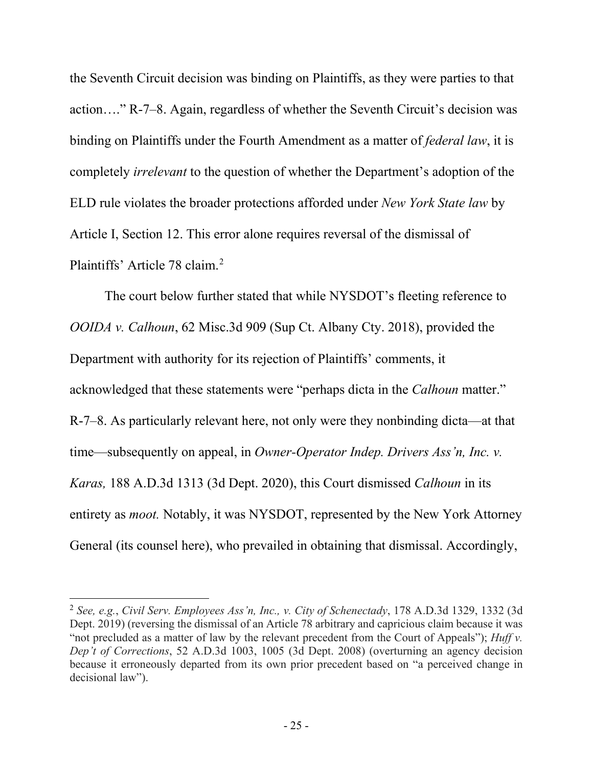the Seventh Circuit decision was binding on Plaintiffs, as they were parties to that action…." R-7–8. Again, regardless of whether the Seventh Circuit's decision was binding on Plaintiffs under the Fourth Amendment as a matter of *federal law*, it is completely *irrelevant* to the question of whether the Department's adoption of the ELD rule violates the broader protections afforded under *New York State law* by Article I, Section 12. This error alone requires reversal of the dismissal of Plaintiffs' Article 78 claim.[2]

The court below further stated that while NYSDOT's fleeting reference to *OOIDA v. Calhoun*, 62 Misc.3d 909 (Sup Ct. Albany Cty. 2018), provided the Department with authority for its rejection of Plaintiffs' comments, it acknowledged that these statements were "perhaps dicta in the *Calhoun* matter." R-7–8. As particularly relevant here, not only were they nonbinding dicta—at that time—subsequently on appeal, in *Owner-Operator Indep. Drivers Ass'n, Inc. v. Karas,* 188 A.D.3d 1313 (3d Dept. 2020), this Court dismissed *Calhoun* in its entirety as *moot.* Notably, it was NYSDOT, represented by the New York Attorney General (its counsel here), who prevailed in obtaining that dismissal. Accordingly,

---

[2] *See, e.g.*, *Civil Serv. Employees Ass'n, Inc., v. City of Schenectady*, 178 A.D.3d 1329, 1332 (3d Dept. 2019) (reversing the dismissal of an Article 78 arbitrary and capricious claim because it was "not precluded as a matter of law by the relevant precedent from the Court of Appeals"); *Huff v. Dep't of Corrections*, 52 A.D.3d 1003, 1005 (3d Dept. 2008) (overturning an agency decision because it erroneously departed from its own prior precedent based on "a perceived change in decisional law").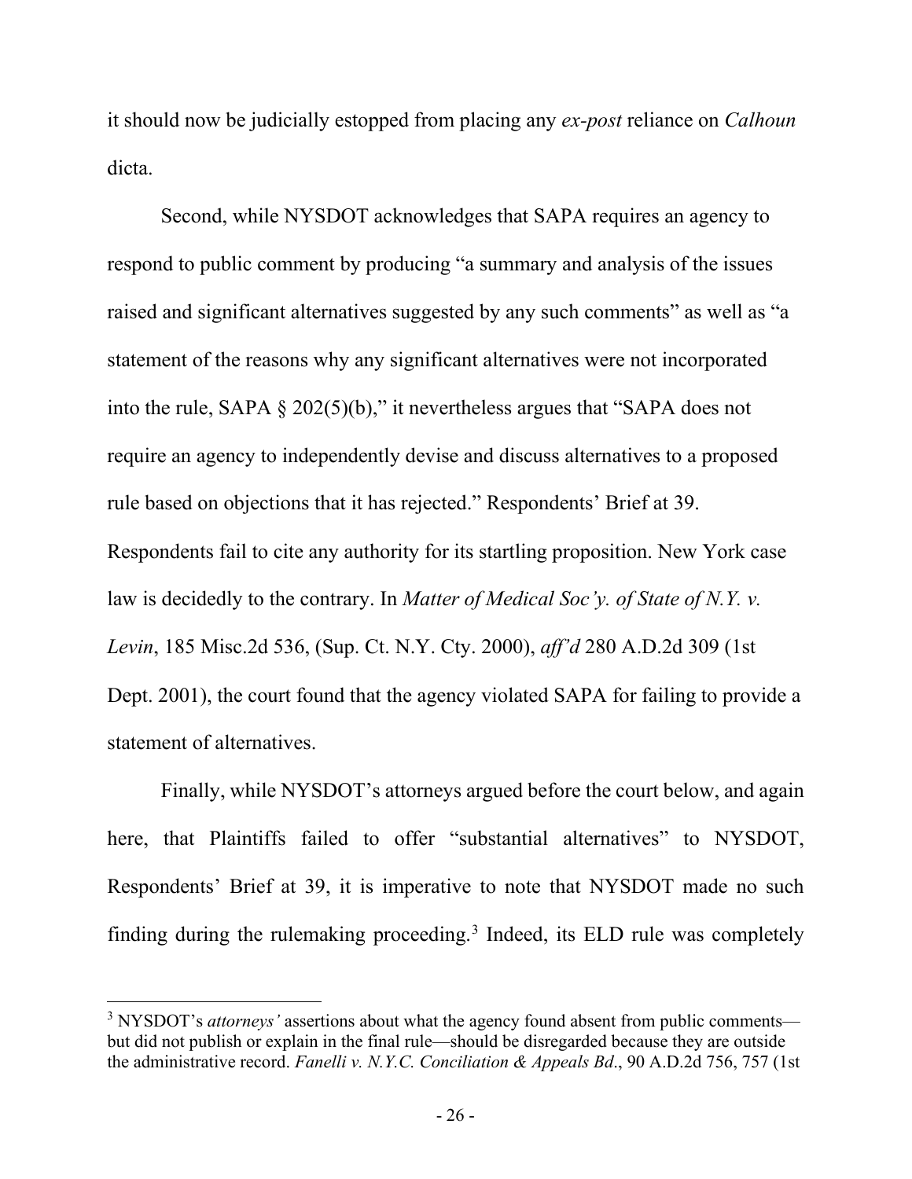it should now be judicially estopped from placing any *ex-post* reliance on *Calhoun* dicta.

Second, while NYSDOT acknowledges that SAPA requires an agency to respond to public comment by producing "a summary and analysis of the issues raised and significant alternatives suggested by any such comments" as well as "a statement of the reasons why any significant alternatives were not incorporated into the rule, SAPA § 202(5)(b)," it nevertheless argues that "SAPA does not require an agency to independently devise and discuss alternatives to a proposed rule based on objections that it has rejected." Respondents' Brief at 39. Respondents fail to cite any authority for its startling proposition. New York case law is decidedly to the contrary. In *Matter of Medical Soc'y. of State of N.Y. v. Levin*, 185 Misc.2d 536, (Sup. Ct. N.Y. Cty. 2000), *aff'd* 280 A.D.2d 309 (1st Dept. 2001), the court found that the agency violated SAPA for failing to provide a statement of alternatives.

Finally, while NYSDOT's attorneys argued before the court below, and again here, that Plaintiffs failed to offer "substantial alternatives" to NYSDOT, Respondents' Brief at 39, it is imperative to note that NYSDOT made no such finding during the rulemaking proceeding.[3] Indeed, its ELD rule was completely

[3] NYSDOT's *attorneys'* assertions about what the agency found absent from public comments—but did not publish or explain in the final rule—should be disregarded because they are outside the administrative record. *Fanelli v. N.Y.C. Conciliation & Appeals Bd*., 90 A.D.2d 756, 757 (1st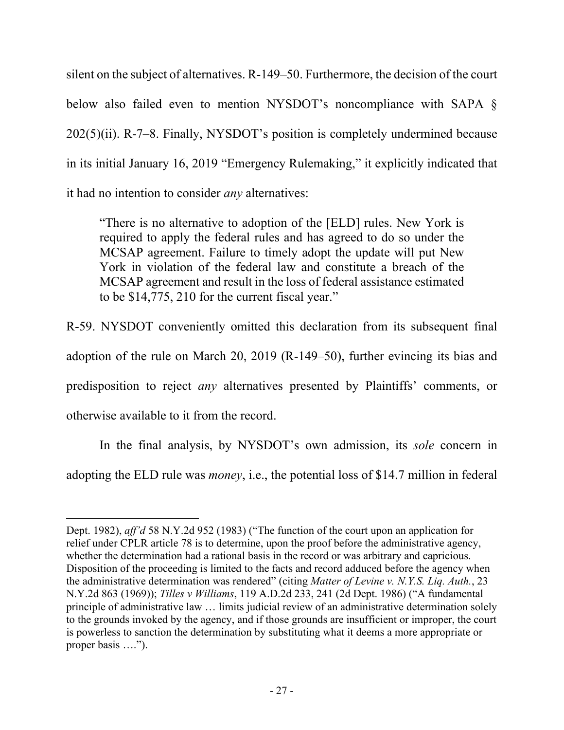silent on the subject of alternatives. R-149–50. Furthermore, the decision of the court below also failed even to mention NYSDOT's noncompliance with SAPA § 202(5)(ii). R-7–8. Finally, NYSDOT's position is completely undermined because in its initial January 16, 2019 "Emergency Rulemaking," it explicitly indicated that it had no intention to consider *any* alternatives:

> "There is no alternative to adoption of the [ELD] rules. New York is required to apply the federal rules and has agreed to do so under the MCSAP agreement. Failure to timely adopt the update will put New York in violation of the federal law and constitute a breach of the MCSAP agreement and result in the loss of federal assistance estimated to be $14,775, 210 for the current fiscal year."

R-59. NYSDOT conveniently omitted this declaration from its subsequent final adoption of the rule on March 20, 2019 (R-149–50), further evincing its bias and predisposition to reject *any* alternatives presented by Plaintiffs' comments, or otherwise available to it from the record.

In the final analysis, by NYSDOT's own admission, its *sole* concern in adopting the ELD rule was *money*, i.e., the potential loss of $14.7 million in federal

---

Dept. 1982), *aff'd* 58 N.Y.2d 952 (1983) ("The function of the court upon an application for relief under CPLR article 78 is to determine, upon the proof before the administrative agency, whether the determination had a rational basis in the record or was arbitrary and capricious. Disposition of the proceeding is limited to the facts and record adduced before the agency when the administrative determination was rendered" (citing *Matter of Levine v. N.Y.S. Liq. Auth.*, 23 N.Y.2d 863 (1969)); *Tilles v Williams*, 119 A.D.2d 233, 241 (2d Dept. 1986) ("A fundamental principle of administrative law … limits judicial review of an administrative determination solely to the grounds invoked by the agency, and if those grounds are insufficient or improper, the court is powerless to sanction the determination by substituting what it deems a more appropriate or proper basis ….").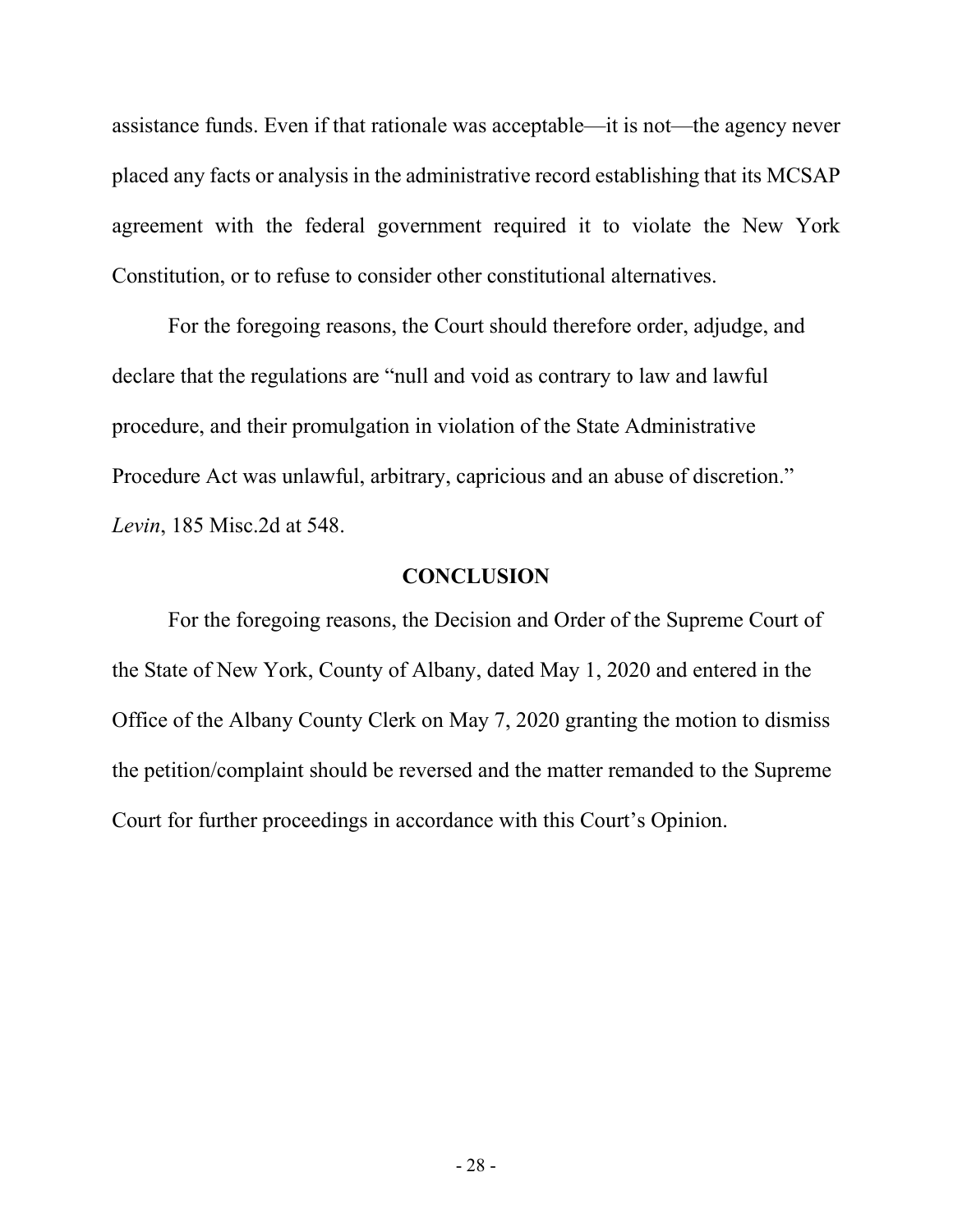assistance funds. Even if that rationale was acceptable—it is not—the agency never placed any facts or analysis in the administrative record establishing that its MCSAP agreement with the federal government required it to violate the New York Constitution, or to refuse to consider other constitutional alternatives.

For the foregoing reasons, the Court should therefore order, adjudge, and declare that the regulations are "null and void as contrary to law and lawful procedure, and their promulgation in violation of the State Administrative Procedure Act was unlawful, arbitrary, capricious and an abuse of discretion." *Levin*, 185 Misc.2d at 548.

## CONCLUSION

For the foregoing reasons, the Decision and Order of the Supreme Court of the State of New York, County of Albany, dated May 1, 2020 and entered in the Office of the Albany County Clerk on May 7, 2020 granting the motion to dismiss the petition/complaint should be reversed and the matter remanded to the Supreme Court for further proceedings in accordance with this Court's Opinion.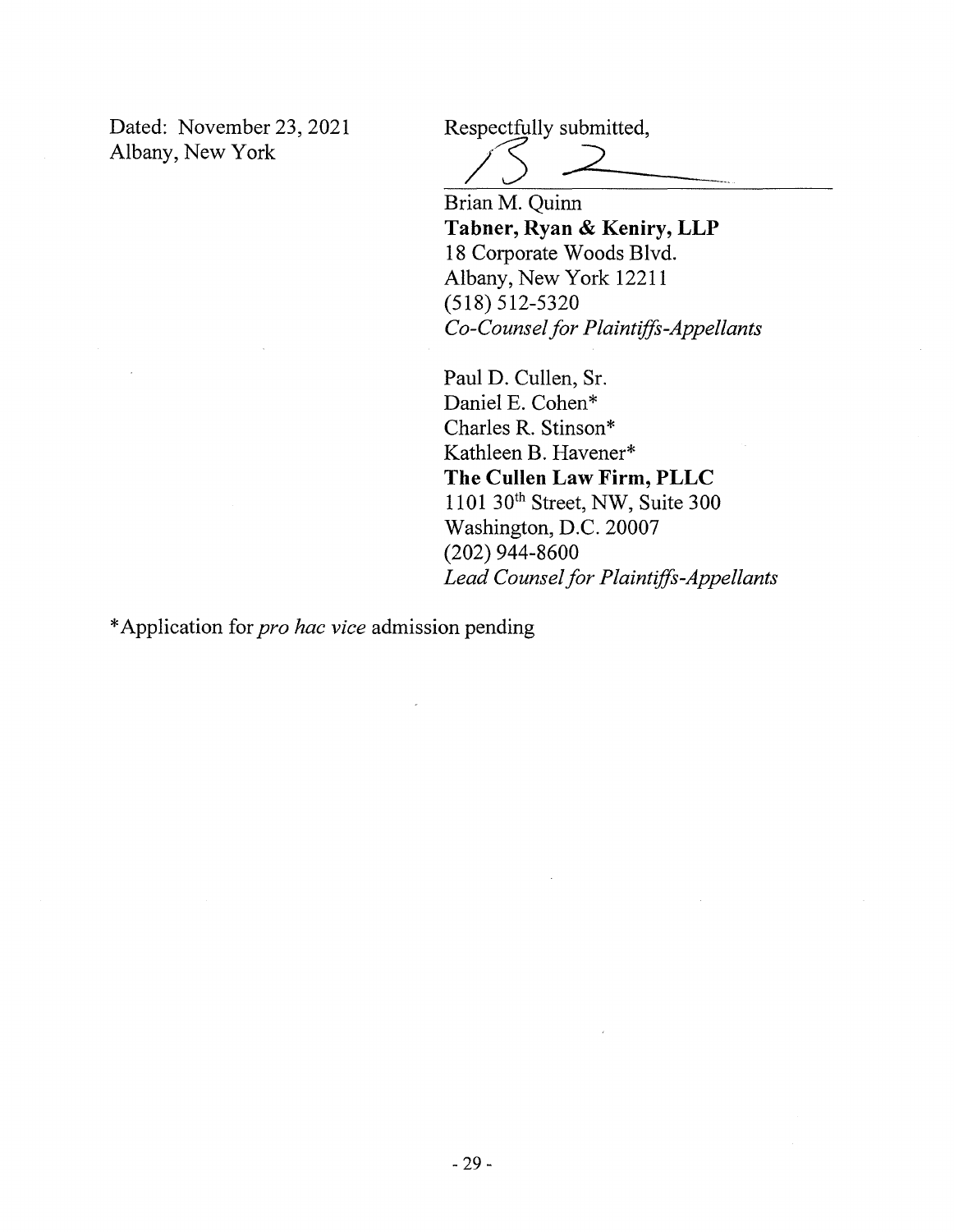Dated: November 23, 2021
Albany, New York

Respectfully submitted,

Brian M. Quinn
**Tabner, Ryan & Keniry, LLP**
18 Corporate Woods Blvd.
Albany, New York 12211
(518) 512-5320
*Co-Counsel for Plaintiffs-Appellants*

Paul D. Cullen, Sr.
Daniel E. Cohen*
Charles R. Stinson*
Kathleen B. Havener*
**The Cullen Law Firm, PLLC**
1101 30th Street, NW, Suite 300
Washington, D.C. 20007
(202) 944-8600
*Lead Counsel for Plaintiffs-Appellants*

*Application for *pro hac vice* admission pending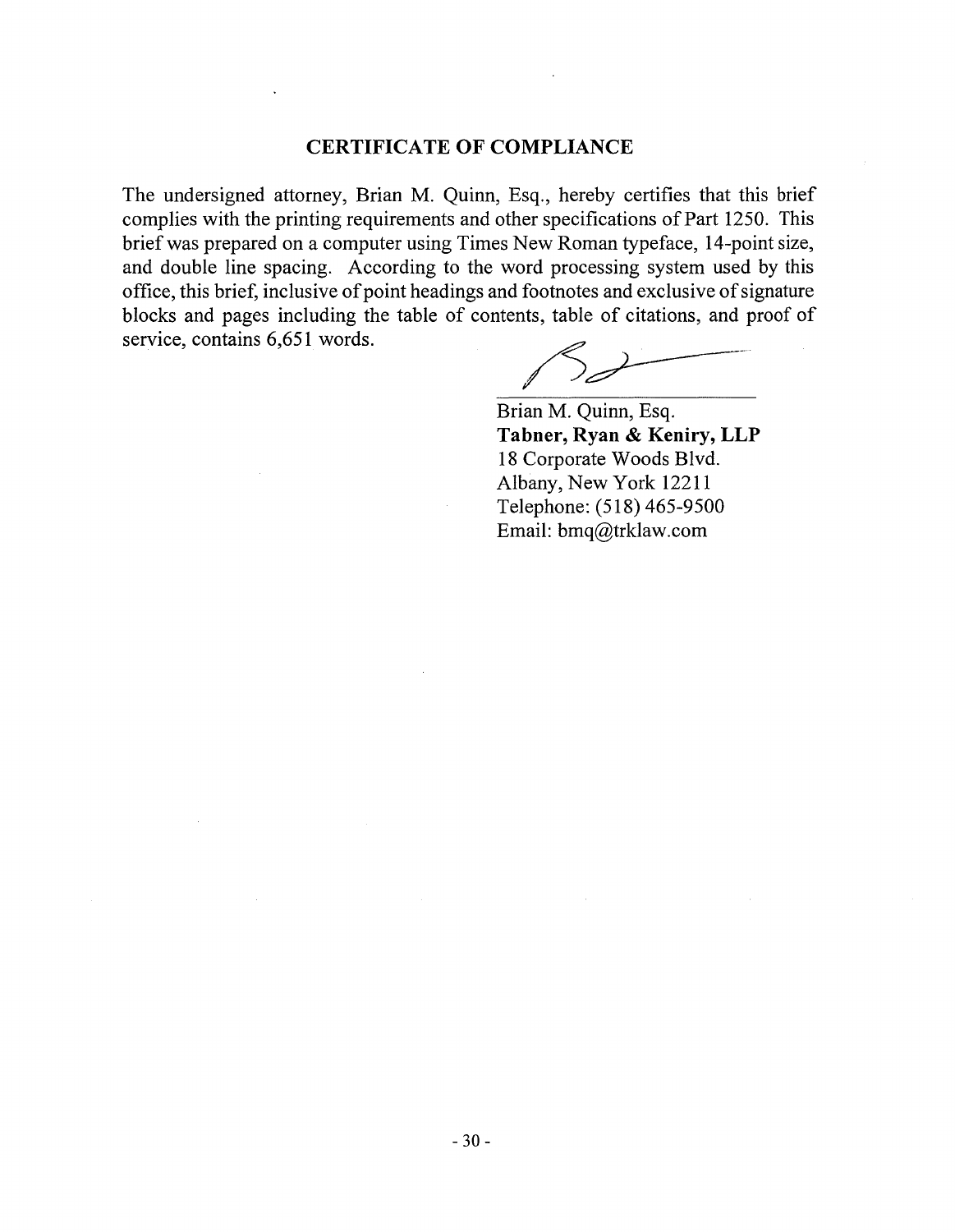## CERTIFICATE OF COMPLIANCE

The undersigned attorney, Brian M. Quinn, Esq., hereby certifies that this brief complies with the printing requirements and other specifications of Part 1250. This brief was prepared on a computer using Times New Roman typeface, 14-point size, and double line spacing. According to the word processing system used by this office, this brief, inclusive of point headings and footnotes and exclusive of signature blocks and pages including the table of contents, table of citations, and proof of service, contains 6,651 words.

Brian M. Quinn, Esq.
**Tabner, Ryan & Keniry, LLP**
18 Corporate Woods Blvd.
Albany, New York 12211
Telephone: (518) 465-9500
Email: bmq@trklaw.com